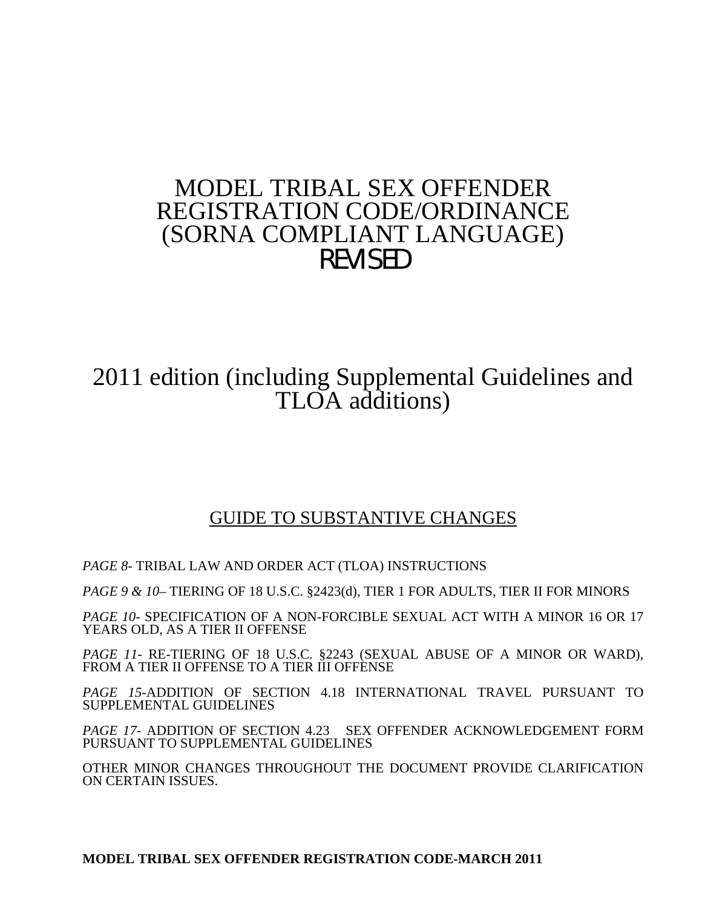# MODEL TRIBAL SEX OFFENDER REGISTRATION CODE/ORDINANCE (SORNA COMPLIANT LANGUAGE) REVISED

## 2011 edition (including Supplemental Guidelines and TLOA additions)

## GUIDE TO SUBSTANTIVE CHANGES

*PAGE 8*- TRIBAL LAW AND ORDER ACT (TLOA) INSTRUCTIONS

*PAGE 9 & 10*– TIERING OF 18 U.S.C. §2423(d), TIER 1 FOR ADULTS, TIER II FOR MINORS

*PAGE 10*- SPECIFICATION OF A NON-FORCIBLE SEXUAL ACT WITH A MINOR 16 OR 17 YEARS OLD, AS A TIER II OFFENSE

*PAGE 11*- RE-TIERING OF 18 U.S.C. §2243 (SEXUAL ABUSE OF A MINOR OR WARD), FROM A TIER II OFFENSE TO A TIER III OFFENSE

*PAGE 15*-ADDITION OF SECTION 4.18 INTERNATIONAL TRAVEL PURSUANT TO SUPPLEMENTAL GUIDELINES

*PAGE 17*- ADDITION OF SECTION 4.23 SEX OFFENDER ACKNOWLEDGEMENT FORM PURSUANT TO SUPPLEMENTAL GUIDELINES

OTHER MINOR CHANGES THROUGHOUT THE DOCUMENT PROVIDE CLARIFICATION ON CERTAIN ISSUES.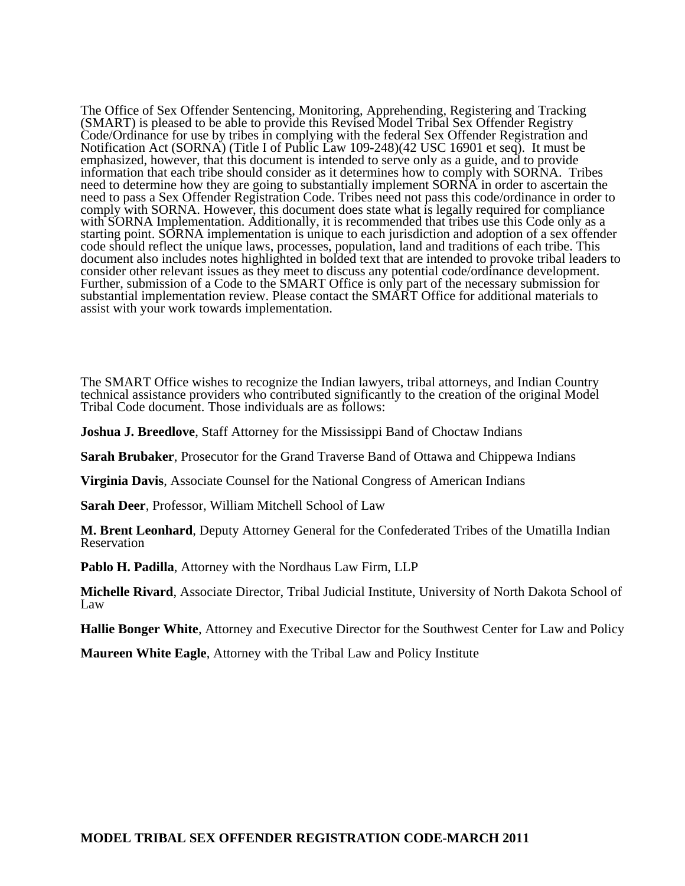The Office of Sex Offender Sentencing, Monitoring, Apprehending, Registering and Tracking (SMART) is pleased to be able to provide this Revised Model Tribal Sex Offender Registry Code/Ordinance for use by tribes in complying with the federal Sex Offender Registration and Notification Act (SORNA) (Title I of Public Law 109-248)(42 USC 16901 et seq). It must be emphasized, however, that this document is intended to serve only as a guide, and to provide information that each tribe should consider as it determines how to comply with SORNA. Tribes need to determine how they are going to substantially implement SORNA in order to ascertain the need to pass a Sex Offender Registration Code. Tribes need not pass this code/ordinance in order to comply with SORNA. However, this document does state what is legally required for compliance with SORNA Implementation. Additionally, it is recommended that tribes use this Code only as a starting point. SORNA implementation is unique to each jurisdiction and adoption of a sex offender code should reflect the unique laws, processes, population, land and traditions of each tribe. This document also includes notes highlighted in bolded text that are intended to provoke tribal leaders to consider other relevant issues as they meet to discuss any potential code/ordinance development. Further, submission of a Code to the SMART Office is only part of the necessary submission for substantial implementation review. Please contact the SMART Office for additional materials to assist with your work towards implementation.

The SMART Office wishes to recognize the Indian lawyers, tribal attorneys, and Indian Country technical assistance providers who contributed significantly to the creation of the original Model Tribal Code document. Those individuals are as follows:

**Joshua J. Breedlove**, Staff Attorney for the Mississippi Band of Choctaw Indians

**Sarah Brubaker**, Prosecutor for the Grand Traverse Band of Ottawa and Chippewa Indians

**Virginia Davis**, Associate Counsel for the National Congress of American Indians

**Sarah Deer**, Professor, William Mitchell School of Law

**M. Brent Leonhard**, Deputy Attorney General for the Confederated Tribes of the Umatilla Indian Reservation

**Pablo H. Padilla**, Attorney with the Nordhaus Law Firm, LLP

**Michelle Rivard**, Associate Director, Tribal Judicial Institute, University of North Dakota School of Law

**Hallie Bonger White**, Attorney and Executive Director for the Southwest Center for Law and Policy

**Maureen White Eagle**, Attorney with the Tribal Law and Policy Institute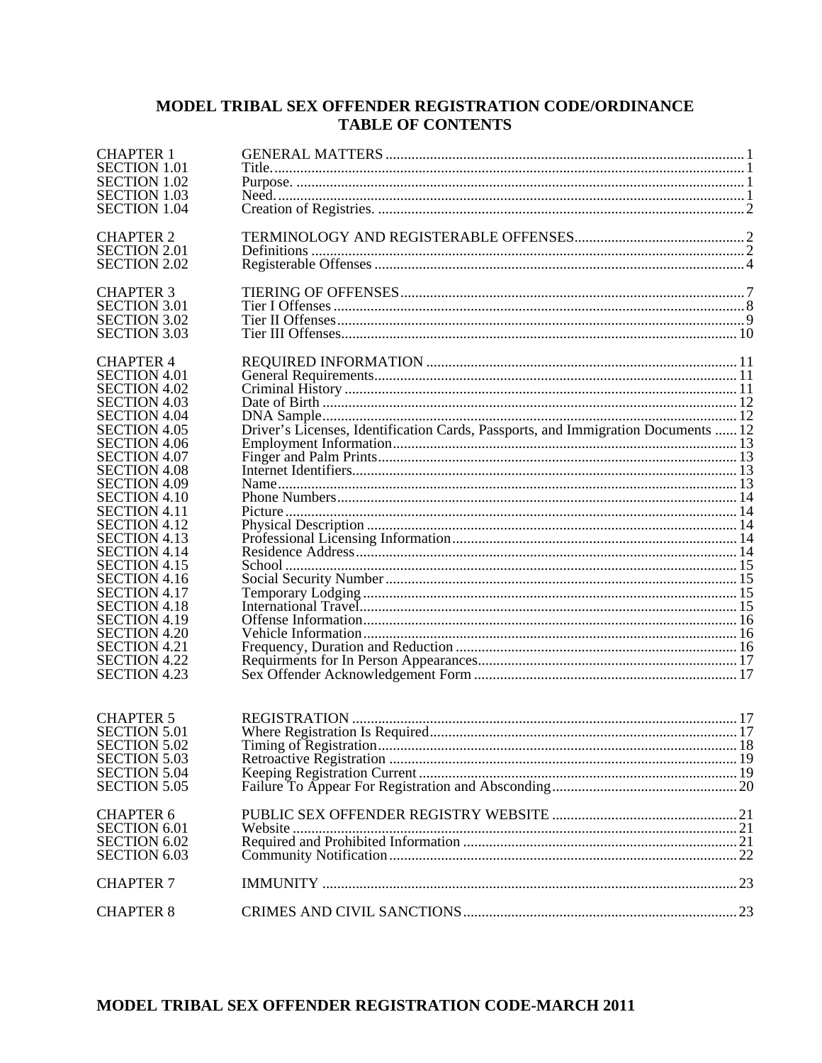# MODEL TRIBAL SEX OFFENDER REGISTRATION CODE/ORDINANCE
## TABLE OF CONTENTS

| | | |
|---|---|---|
| CHAPTER 1 | GENERAL MATTERS | 1 |
| SECTION 1.01 | Title. | 1 |
| SECTION 1.02 | Purpose. | 1 |
| SECTION 1.03 | Need. | 1 |
| SECTION 1.04 | Creation of Registries. | 2 |
| | | |
| CHAPTER 2 | TERMINOLOGY AND REGISTERABLE OFFENSES | 2 |
| SECTION 2.01 | Definitions | 2 |
| SECTION 2.02 | Registerable Offenses | 4 |
| | | |
| CHAPTER 3 | TIERING OF OFFENSES | 7 |
| SECTION 3.01 | Tier I Offenses | 8 |
| SECTION 3.02 | Tier II Offenses | 9 |
| SECTION 3.03 | Tier III Offenses | 10 |
| | | |
| CHAPTER 4 | REQUIRED INFORMATION | 11 |
| SECTION 4.01 | General Requirements | 11 |
| SECTION 4.02 | Criminal History | 11 |
| SECTION 4.03 | Date of Birth | 12 |
| SECTION 4.04 | DNA Sample | 12 |
| SECTION 4.05 | Driver's Licenses, Identification Cards, Passports, and Immigration Documents | 12 |
| SECTION 4.06 | Employment Information | 13 |
| SECTION 4.07 | Finger and Palm Prints | 13 |
| SECTION 4.08 | Internet Identifiers | 13 |
| SECTION 4.09 | Name | 13 |
| SECTION 4.10 | Phone Numbers | 14 |
| SECTION 4.11 | Picture | 14 |
| SECTION 4.12 | Physical Description | 14 |
| SECTION 4.13 | Professional Licensing Information | 14 |
| SECTION 4.14 | Residence Address | 14 |
| SECTION 4.15 | School | 15 |
| SECTION 4.16 | Social Security Number | 15 |
| SECTION 4.17 | Temporary Lodging | 15 |
| SECTION 4.18 | International Travel | 15 |
| SECTION 4.19 | Offense Information | 16 |
| SECTION 4.20 | Vehicle Information | 16 |
| SECTION 4.21 | Frequency, Duration and Reduction | 16 |
| SECTION 4.22 | Requirments for In Person Appearances | 17 |
| SECTION 4.23 | Sex Offender Acknowledgement Form | 17 |
| | | |
| CHAPTER 5 | REGISTRATION | 17 |
| SECTION 5.01 | Where Registration Is Required | 17 |
| SECTION 5.02 | Timing of Registration | 18 |
| SECTION 5.03 | Retroactive Registration | 19 |
| SECTION 5.04 | Keeping Registration Current | 19 |
| SECTION 5.05 | Failure To Appear For Registration and Absconding | 20 |
| | | |
| CHAPTER 6 | PUBLIC SEX OFFENDER REGISTRY WEBSITE | 21 |
| SECTION 6.01 | Website | 21 |
| SECTION 6.02 | Required and Prohibited Information | 21 |
| SECTION 6.03 | Community Notification | 22 |
| | | |
| CHAPTER 7 | IMMUNITY | 23 |
| | | |
| CHAPTER 8 | CRIMES AND CIVIL SANCTIONS | 23 |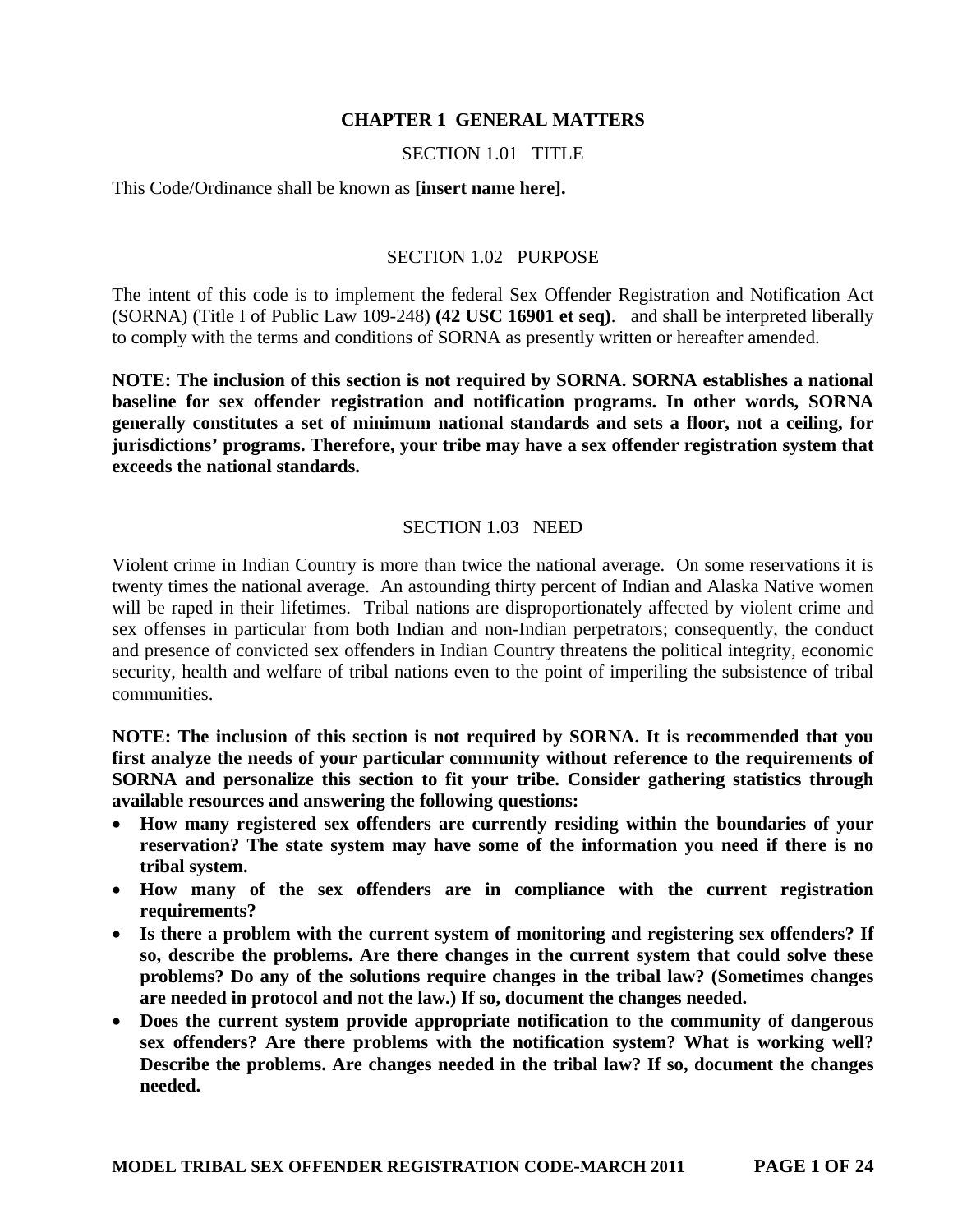# CHAPTER 1 GENERAL MATTERS

## SECTION 1.01 TITLE

This Code/Ordinance shall be known as **[insert name here].**

## SECTION 1.02 PURPOSE

The intent of this code is to implement the federal Sex Offender Registration and Notification Act (SORNA) (Title I of Public Law 109-248) **(42 USC 16901 et seq)**. and shall be interpreted liberally to comply with the terms and conditions of SORNA as presently written or hereafter amended.

**NOTE: The inclusion of this section is not required by SORNA. SORNA establishes a national baseline for sex offender registration and notification programs. In other words, SORNA generally constitutes a set of minimum national standards and sets a floor, not a ceiling, for jurisdictions' programs. Therefore, your tribe may have a sex offender registration system that exceeds the national standards.**

## SECTION 1.03 NEED

Violent crime in Indian Country is more than twice the national average. On some reservations it is twenty times the national average. An astounding thirty percent of Indian and Alaska Native women will be raped in their lifetimes. Tribal nations are disproportionately affected by violent crime and sex offenses in particular from both Indian and non-Indian perpetrators; consequently, the conduct and presence of convicted sex offenders in Indian Country threatens the political integrity, economic security, health and welfare of tribal nations even to the point of imperiling the subsistence of tribal communities.

**NOTE: The inclusion of this section is not required by SORNA. It is recommended that you first analyze the needs of your particular community without reference to the requirements of SORNA and personalize this section to fit your tribe. Consider gathering statistics through available resources and answering the following questions:**

- **How many registered sex offenders are currently residing within the boundaries of your reservation? The state system may have some of the information you need if there is no tribal system.**
- **How many of the sex offenders are in compliance with the current registration requirements?**
- **Is there a problem with the current system of monitoring and registering sex offenders? If so, describe the problems. Are there changes in the current system that could solve these problems? Do any of the solutions require changes in the tribal law? (Sometimes changes are needed in protocol and not the law.) If so, document the changes needed.**
- **Does the current system provide appropriate notification to the community of dangerous sex offenders? Are there problems with the notification system? What is working well? Describe the problems. Are changes needed in the tribal law? If so, document the changes needed.**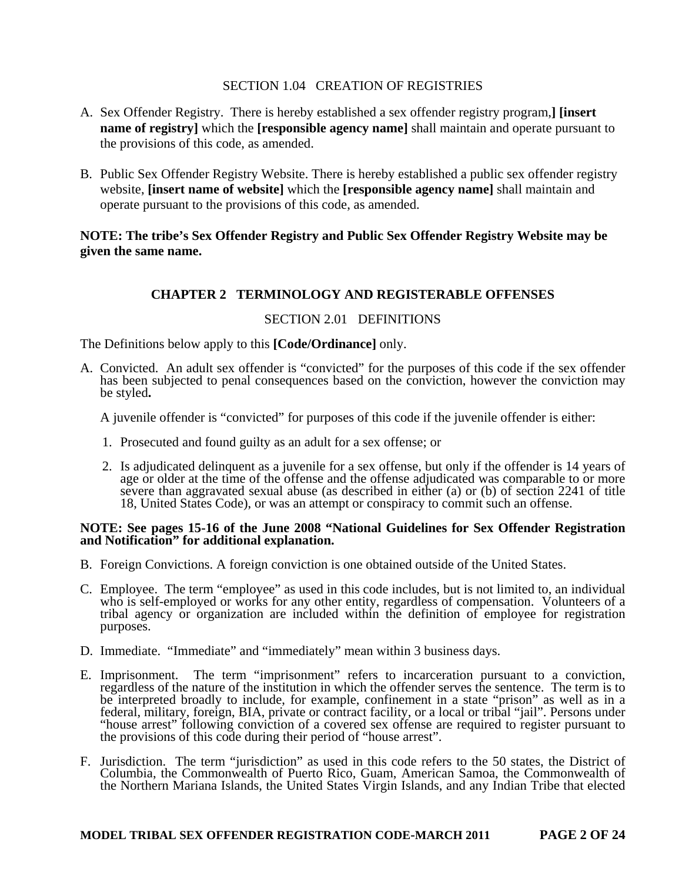SECTION 1.04 CREATION OF REGISTRIES

A. Sex Offender Registry. There is hereby established a sex offender registry program,**] [insert name of registry]** which the **[responsible agency name]** shall maintain and operate pursuant to the provisions of this code, as amended.

B. Public Sex Offender Registry Website. There is hereby established a public sex offender registry website, **[insert name of website]** which the **[responsible agency name]** shall maintain and operate pursuant to the provisions of this code, as amended.

**NOTE: The tribe's Sex Offender Registry and Public Sex Offender Registry Website may be given the same name.**

## CHAPTER 2 TERMINOLOGY AND REGISTERABLE OFFENSES

SECTION 2.01 DEFINITIONS

The Definitions below apply to this **[Code/Ordinance]** only.

A. Convicted. An adult sex offender is "convicted" for the purposes of this code if the sex offender has been subjected to penal consequences based on the conviction, however the conviction may be styled**.**

   A juvenile offender is "convicted" for purposes of this code if the juvenile offender is either:

   1. Prosecuted and found guilty as an adult for a sex offense; or

   2. Is adjudicated delinquent as a juvenile for a sex offense, but only if the offender is 14 years of age or older at the time of the offense and the offense adjudicated was comparable to or more severe than aggravated sexual abuse (as described in either (a) or (b) of section 2241 of title 18, United States Code), or was an attempt or conspiracy to commit such an offense.

**NOTE: See pages 15-16 of the June 2008 "National Guidelines for Sex Offender Registration and Notification" for additional explanation.**

B. Foreign Convictions. A foreign conviction is one obtained outside of the United States.

C. Employee. The term "employee" as used in this code includes, but is not limited to, an individual who is self-employed or works for any other entity, regardless of compensation. Volunteers of a tribal agency or organization are included within the definition of employee for registration purposes.

D. Immediate. "Immediate" and "immediately" mean within 3 business days.

E. Imprisonment. The term "imprisonment" refers to incarceration pursuant to a conviction, regardless of the nature of the institution in which the offender serves the sentence. The term is to be interpreted broadly to include, for example, confinement in a state "prison" as well as in a federal, military, foreign, BIA, private or contract facility, or a local or tribal "jail". Persons under "house arrest" following conviction of a covered sex offense are required to register pursuant to the provisions of this code during their period of "house arrest".

F. Jurisdiction. The term "jurisdiction" as used in this code refers to the 50 states, the District of Columbia, the Commonwealth of Puerto Rico, Guam, American Samoa, the Commonwealth of the Northern Mariana Islands, the United States Virgin Islands, and any Indian Tribe that elected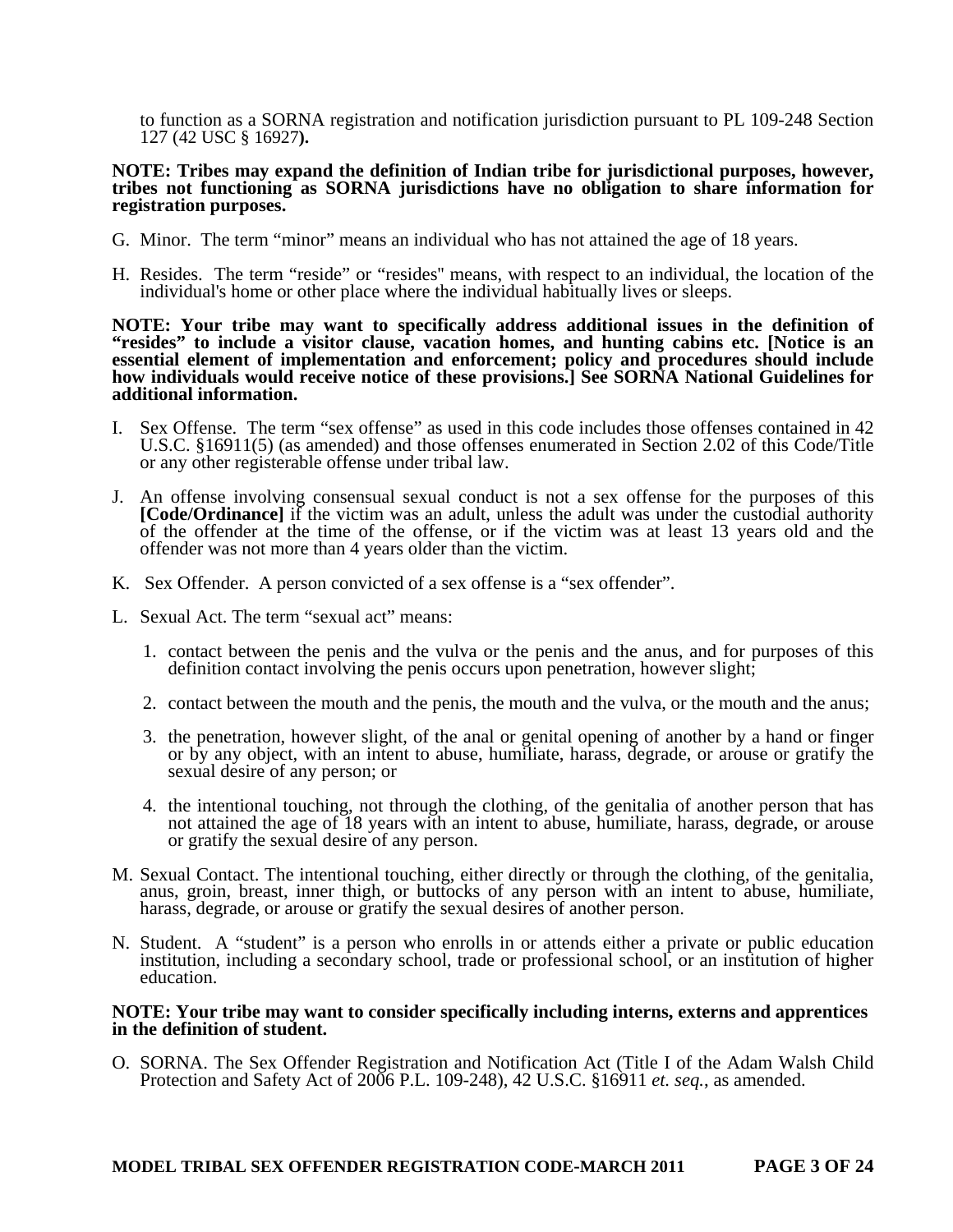to function as a SORNA registration and notification jurisdiction pursuant to PL 109-248 Section 127 (42 USC § 16927**).**

**NOTE: Tribes may expand the definition of Indian tribe for jurisdictional purposes, however, tribes not functioning as SORNA jurisdictions have no obligation to share information for registration purposes.**

G. Minor. The term "minor" means an individual who has not attained the age of 18 years.

H. Resides. The term "reside" or "resides" means, with respect to an individual, the location of the individual's home or other place where the individual habitually lives or sleeps.

**NOTE: Your tribe may want to specifically address additional issues in the definition of "resides" to include a visitor clause, vacation homes, and hunting cabins etc. [Notice is an essential element of implementation and enforcement; policy and procedures should include how individuals would receive notice of these provisions.] See SORNA National Guidelines for additional information.**

I. Sex Offense. The term "sex offense" as used in this code includes those offenses contained in 42 U.S.C. §16911(5) (as amended) and those offenses enumerated in Section 2.02 of this Code/Title or any other registerable offense under tribal law.

J. An offense involving consensual sexual conduct is not a sex offense for the purposes of this **[Code/Ordinance]** if the victim was an adult, unless the adult was under the custodial authority of the offender at the time of the offense, or if the victim was at least 13 years old and the offender was not more than 4 years older than the victim.

K. Sex Offender. A person convicted of a sex offense is a "sex offender".

L. Sexual Act. The term "sexual act" means:

1. contact between the penis and the vulva or the penis and the anus, and for purposes of this definition contact involving the penis occurs upon penetration, however slight;

2. contact between the mouth and the penis, the mouth and the vulva, or the mouth and the anus;

3. the penetration, however slight, of the anal or genital opening of another by a hand or finger or by any object, with an intent to abuse, humiliate, harass, degrade, or arouse or gratify the sexual desire of any person; or

4. the intentional touching, not through the clothing, of the genitalia of another person that has not attained the age of 18 years with an intent to abuse, humiliate, harass, degrade, or arouse or gratify the sexual desire of any person.

M. Sexual Contact. The intentional touching, either directly or through the clothing, of the genitalia, anus, groin, breast, inner thigh, or buttocks of any person with an intent to abuse, humiliate, harass, degrade, or arouse or gratify the sexual desires of another person.

N. Student. A "student" is a person who enrolls in or attends either a private or public education institution, including a secondary school, trade or professional school, or an institution of higher education.

**NOTE: Your tribe may want to consider specifically including interns, externs and apprentices in the definition of student.**

O. SORNA. The Sex Offender Registration and Notification Act (Title I of the Adam Walsh Child Protection and Safety Act of 2006 P.L. 109-248), 42 U.S.C. §16911 *et. seq.*, as amended.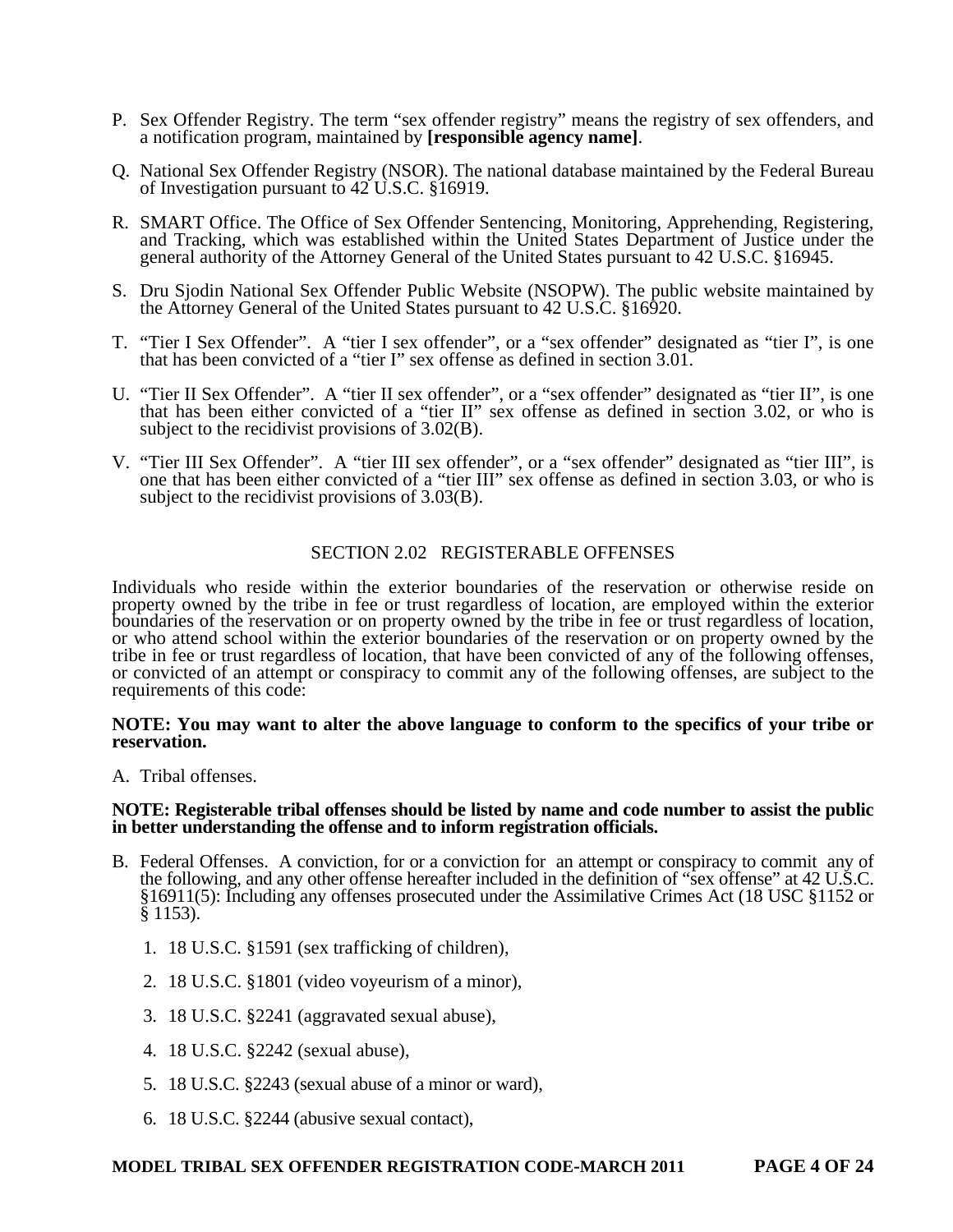P. Sex Offender Registry. The term "sex offender registry" means the registry of sex offenders, and a notification program, maintained by **[responsible agency name]**.

Q. National Sex Offender Registry (NSOR). The national database maintained by the Federal Bureau of Investigation pursuant to 42 U.S.C. §16919.

R. SMART Office. The Office of Sex Offender Sentencing, Monitoring, Apprehending, Registering, and Tracking, which was established within the United States Department of Justice under the general authority of the Attorney General of the United States pursuant to 42 U.S.C. §16945.

S. Dru Sjodin National Sex Offender Public Website (NSOPW). The public website maintained by the Attorney General of the United States pursuant to 42 U.S.C. §16920.

T. "Tier I Sex Offender". A "tier I sex offender", or a "sex offender" designated as "tier I", is one that has been convicted of a "tier I" sex offense as defined in section 3.01.

U. "Tier II Sex Offender". A "tier II sex offender", or a "sex offender" designated as "tier II", is one that has been either convicted of a "tier II" sex offense as defined in section 3.02, or who is subject to the recidivist provisions of 3.02(B).

V. "Tier III Sex Offender". A "tier III sex offender", or a "sex offender" designated as "tier III", is one that has been either convicted of a "tier III" sex offense as defined in section 3.03, or who is subject to the recidivist provisions of 3.03(B).

## SECTION 2.02 REGISTERABLE OFFENSES

Individuals who reside within the exterior boundaries of the reservation or otherwise reside on property owned by the tribe in fee or trust regardless of location, are employed within the exterior boundaries of the reservation or on property owned by the tribe in fee or trust regardless of location, or who attend school within the exterior boundaries of the reservation or on property owned by the tribe in fee or trust regardless of location, that have been convicted of any of the following offenses, or convicted of an attempt or conspiracy to commit any of the following offenses, are subject to the requirements of this code:

**NOTE: You may want to alter the above language to conform to the specifics of your tribe or reservation.**

A. Tribal offenses.

**NOTE: Registerable tribal offenses should be listed by name and code number to assist the public in better understanding the offense and to inform registration officials.**

B. Federal Offenses. A conviction, for or a conviction for an attempt or conspiracy to commit any of the following, and any other offense hereafter included in the definition of "sex offense" at 42 U.S.C. §16911(5): Including any offenses prosecuted under the Assimilative Crimes Act (18 USC §1152 or § 1153).

1. 18 U.S.C. §1591 (sex trafficking of children),
2. 18 U.S.C. §1801 (video voyeurism of a minor),
3. 18 U.S.C. §2241 (aggravated sexual abuse),
4. 18 U.S.C. §2242 (sexual abuse),
5. 18 U.S.C. §2243 (sexual abuse of a minor or ward),
6. 18 U.S.C. §2244 (abusive sexual contact),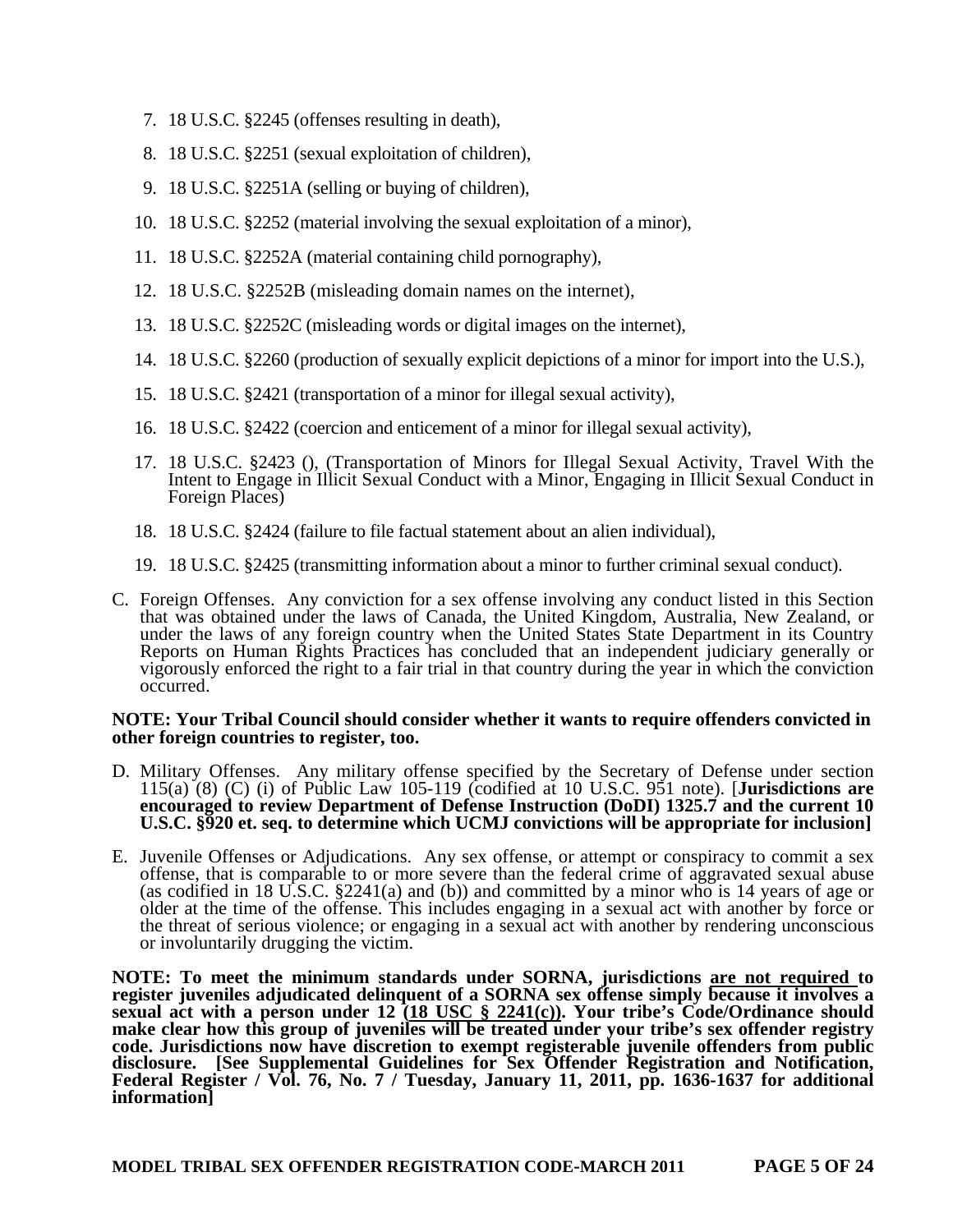7. 18 U.S.C. §2245 (offenses resulting in death),
8. 18 U.S.C. §2251 (sexual exploitation of children),
9. 18 U.S.C. §2251A (selling or buying of children),
10. 18 U.S.C. §2252 (material involving the sexual exploitation of a minor),
11. 18 U.S.C. §2252A (material containing child pornography),
12. 18 U.S.C. §2252B (misleading domain names on the internet),
13. 18 U.S.C. §2252C (misleading words or digital images on the internet),
14. 18 U.S.C. §2260 (production of sexually explicit depictions of a minor for import into the U.S.),
15. 18 U.S.C. §2421 (transportation of a minor for illegal sexual activity),
16. 18 U.S.C. §2422 (coercion and enticement of a minor for illegal sexual activity),
17. 18 U.S.C. §2423 (), (Transportation of Minors for Illegal Sexual Activity, Travel With the Intent to Engage in Illicit Sexual Conduct with a Minor, Engaging in Illicit Sexual Conduct in Foreign Places)
18. 18 U.S.C. §2424 (failure to file factual statement about an alien individual),
19. 18 U.S.C. §2425 (transmitting information about a minor to further criminal sexual conduct).

C. Foreign Offenses. Any conviction for a sex offense involving any conduct listed in this Section that was obtained under the laws of Canada, the United Kingdom, Australia, New Zealand, or under the laws of any foreign country when the United States State Department in its Country Reports on Human Rights Practices has concluded that an independent judiciary generally or vigorously enforced the right to a fair trial in that country during the year in which the conviction occurred.

**NOTE: Your Tribal Council should consider whether it wants to require offenders convicted in other foreign countries to register, too.**

D. Military Offenses. Any military offense specified by the Secretary of Defense under section 115(a) (8) (C) (i) of Public Law 105-119 (codified at 10 U.S.C. 951 note). [**Jurisdictions are encouraged to review Department of Defense Instruction (DoDI) 1325.7 and the current 10 U.S.C. §920 et. seq. to determine which UCMJ convictions will be appropriate for inclusion]**

E. Juvenile Offenses or Adjudications. Any sex offense, or attempt or conspiracy to commit a sex offense, that is comparable to or more severe than the federal crime of aggravated sexual abuse (as codified in 18 U.S.C. §2241(a) and (b)) and committed by a minor who is 14 years of age or older at the time of the offense. This includes engaging in a sexual act with another by force or the threat of serious violence; or engaging in a sexual act with another by rendering unconscious or involuntarily drugging the victim.

**NOTE: To meet the minimum standards under SORNA, jurisdictions <u>are not required</u> to register juveniles adjudicated delinquent of a SORNA sex offense simply because it involves a sexual act with a person under 12 (<u>18 USC § 2241(c)</u>). Your tribe's Code/Ordinance should make clear how this group of juveniles will be treated under your tribe's sex offender registry code. Jurisdictions now have discretion to exempt registerable juvenile offenders from public disclosure. [See Supplemental Guidelines for Sex Offender Registration and Notification, Federal Register / Vol. 76, No. 7 / Tuesday, January 11, 2011, pp. 1636-1637 for additional information]**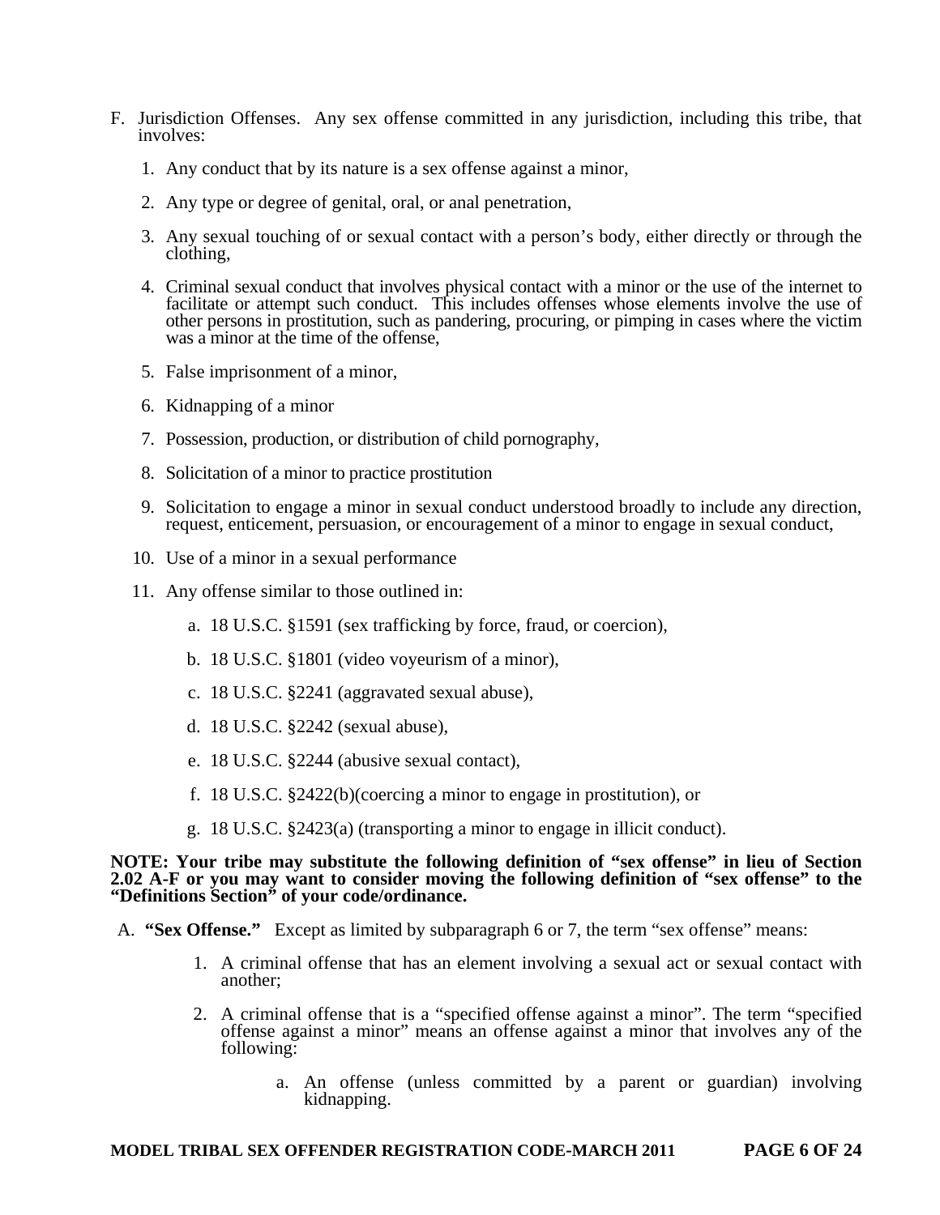F. Jurisdiction Offenses. Any sex offense committed in any jurisdiction, including this tribe, that involves:

1. Any conduct that by its nature is a sex offense against a minor,

2. Any type or degree of genital, oral, or anal penetration,

3. Any sexual touching of or sexual contact with a person's body, either directly or through the clothing,

4. Criminal sexual conduct that involves physical contact with a minor or the use of the internet to facilitate or attempt such conduct. This includes offenses whose elements involve the use of other persons in prostitution, such as pandering, procuring, or pimping in cases where the victim was a minor at the time of the offense,

5. False imprisonment of a minor,

6. Kidnapping of a minor

7. Possession, production, or distribution of child pornography,

8. Solicitation of a minor to practice prostitution

9. Solicitation to engage a minor in sexual conduct understood broadly to include any direction, request, enticement, persuasion, or encouragement of a minor to engage in sexual conduct,

10. Use of a minor in a sexual performance

11. Any offense similar to those outlined in:

    a. 18 U.S.C. §1591 (sex trafficking by force, fraud, or coercion),

    b. 18 U.S.C. §1801 (video voyeurism of a minor),

    c. 18 U.S.C. §2241 (aggravated sexual abuse),

    d. 18 U.S.C. §2242 (sexual abuse),

    e. 18 U.S.C. §2244 (abusive sexual contact),

    f. 18 U.S.C. §2422(b)(coercing a minor to engage in prostitution), or

    g. 18 U.S.C. §2423(a) (transporting a minor to engage in illicit conduct).

**NOTE: Your tribe may substitute the following definition of "sex offense" in lieu of Section 2.02 A-F or you may want to consider moving the following definition of "sex offense" to the "Definitions Section" of your code/ordinance.**

A. **"Sex Offense."** Except as limited by subparagraph 6 or 7, the term "sex offense" means:

1. A criminal offense that has an element involving a sexual act or sexual contact with another;

2. A criminal offense that is a "specified offense against a minor". The term "specified offense against a minor" means an offense against a minor that involves any of the following:

    a. An offense (unless committed by a parent or guardian) involving kidnapping.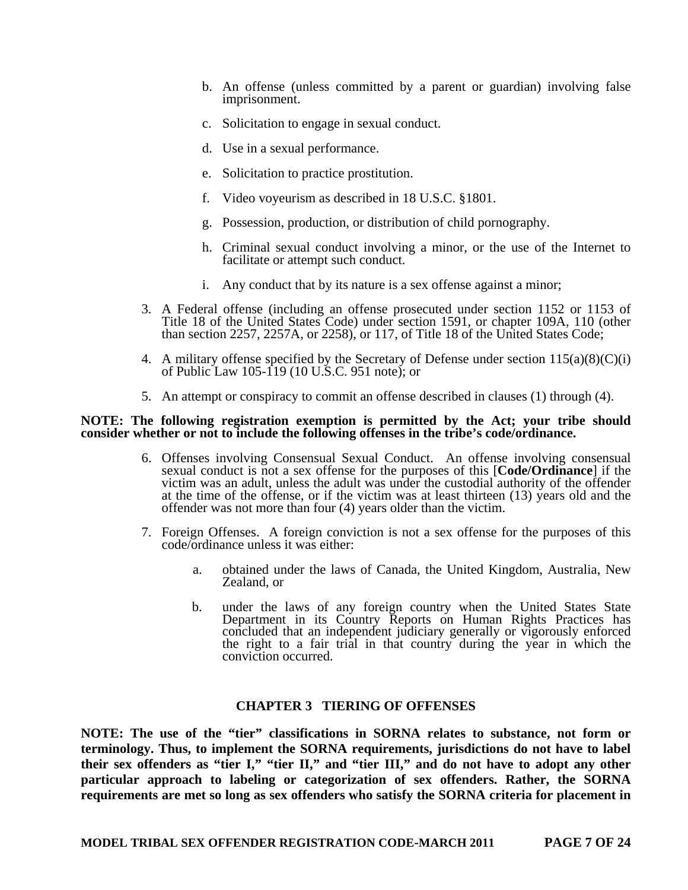b. An offense (unless committed by a parent or guardian) involving false imprisonment.

c. Solicitation to engage in sexual conduct.

d. Use in a sexual performance.

e. Solicitation to practice prostitution.

f. Video voyeurism as described in 18 U.S.C. §1801.

g. Possession, production, or distribution of child pornography.

h. Criminal sexual conduct involving a minor, or the use of the Internet to facilitate or attempt such conduct.

i. Any conduct that by its nature is a sex offense against a minor;

3. A Federal offense (including an offense prosecuted under section 1152 or 1153 of Title 18 of the United States Code) under section 1591, or chapter 109A, 110 (other than section 2257, 2257A, or 2258), or 117, of Title 18 of the United States Code;

4. A military offense specified by the Secretary of Defense under section 115(a)(8)(C)(i) of Public Law 105-119 (10 U.S.C. 951 note); or

5. An attempt or conspiracy to commit an offense described in clauses (1) through (4).

**NOTE: The following registration exemption is permitted by the Act; your tribe should consider whether or not to include the following offenses in the tribe's code/ordinance.**

6. Offenses involving Consensual Sexual Conduct. An offense involving consensual sexual conduct is not a sex offense for the purposes of this [**Code/Ordinance**] if the victim was an adult, unless the adult was under the custodial authority of the offender at the time of the offense, or if the victim was at least thirteen (13) years old and the offender was not more than four (4) years older than the victim.

7. Foreign Offenses. A foreign conviction is not a sex offense for the purposes of this code/ordinance unless it was either:

   a. obtained under the laws of Canada, the United Kingdom, Australia, New Zealand, or

   b. under the laws of any foreign country when the United States State Department in its Country Reports on Human Rights Practices has concluded that an independent judiciary generally or vigorously enforced the right to a fair trial in that country during the year in which the conviction occurred.

## CHAPTER 3 TIERING OF OFFENSES

**NOTE: The use of the "tier" classifications in SORNA relates to substance, not form or terminology. Thus, to implement the SORNA requirements, jurisdictions do not have to label their sex offenders as "tier I," "tier II," and "tier III," and do not have to adopt any other particular approach to labeling or categorization of sex offenders. Rather, the SORNA requirements are met so long as sex offenders who satisfy the SORNA criteria for placement in**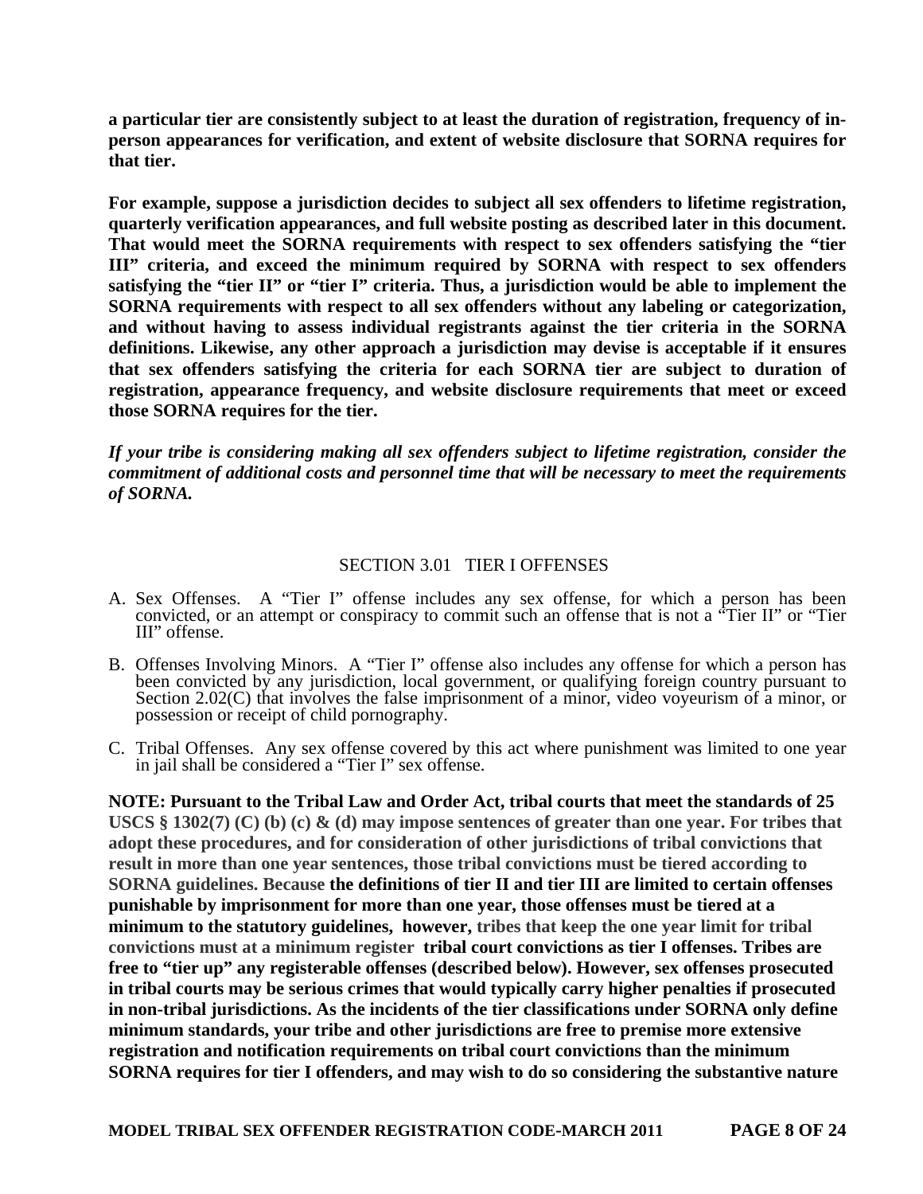**a particular tier are consistently subject to at least the duration of registration, frequency of in-person appearances for verification, and extent of website disclosure that SORNA requires for that tier.**

**For example, suppose a jurisdiction decides to subject all sex offenders to lifetime registration, quarterly verification appearances, and full website posting as described later in this document. That would meet the SORNA requirements with respect to sex offenders satisfying the "tier III" criteria, and exceed the minimum required by SORNA with respect to sex offenders satisfying the "tier II" or "tier I" criteria. Thus, a jurisdiction would be able to implement the SORNA requirements with respect to all sex offenders without any labeling or categorization, and without having to assess individual registrants against the tier criteria in the SORNA definitions. Likewise, any other approach a jurisdiction may devise is acceptable if it ensures that sex offenders satisfying the criteria for each SORNA tier are subject to duration of registration, appearance frequency, and website disclosure requirements that meet or exceed those SORNA requires for the tier.**

***If your tribe is considering making all sex offenders subject to lifetime registration, consider the commitment of additional costs and personnel time that will be necessary to meet the requirements of SORNA.***

## SECTION 3.01 TIER I OFFENSES

A. Sex Offenses. A "Tier I" offense includes any sex offense, for which a person has been convicted, or an attempt or conspiracy to commit such an offense that is not a "Tier II" or "Tier III" offense.

B. Offenses Involving Minors. A "Tier I" offense also includes any offense for which a person has been convicted by any jurisdiction, local government, or qualifying foreign country pursuant to Section 2.02(C) that involves the false imprisonment of a minor, video voyeurism of a minor, or possession or receipt of child pornography.

C. Tribal Offenses. Any sex offense covered by this act where punishment was limited to one year in jail shall be considered a "Tier I" sex offense.

**NOTE: Pursuant to the Tribal Law and Order Act, tribal courts that meet the standards of 25 USCS § 1302(7) (C) (b) (c) & (d) may impose sentences of greater than one year. For tribes that adopt these procedures, and for consideration of other jurisdictions of tribal convictions that result in more than one year sentences, those tribal convictions must be tiered according to SORNA guidelines. Because the definitions of tier II and tier III are limited to certain offenses punishable by imprisonment for more than one year, those offenses must be tiered at a minimum to the statutory guidelines, however, tribes that keep the one year limit for tribal convictions must at a minimum register tribal court convictions as tier I offenses. Tribes are free to "tier up" any registerable offenses (described below). However, sex offenses prosecuted in tribal courts may be serious crimes that would typically carry higher penalties if prosecuted in non-tribal jurisdictions. As the incidents of the tier classifications under SORNA only define minimum standards, your tribe and other jurisdictions are free to premise more extensive registration and notification requirements on tribal court convictions than the minimum SORNA requires for tier I offenders, and may wish to do so considering the substantive nature**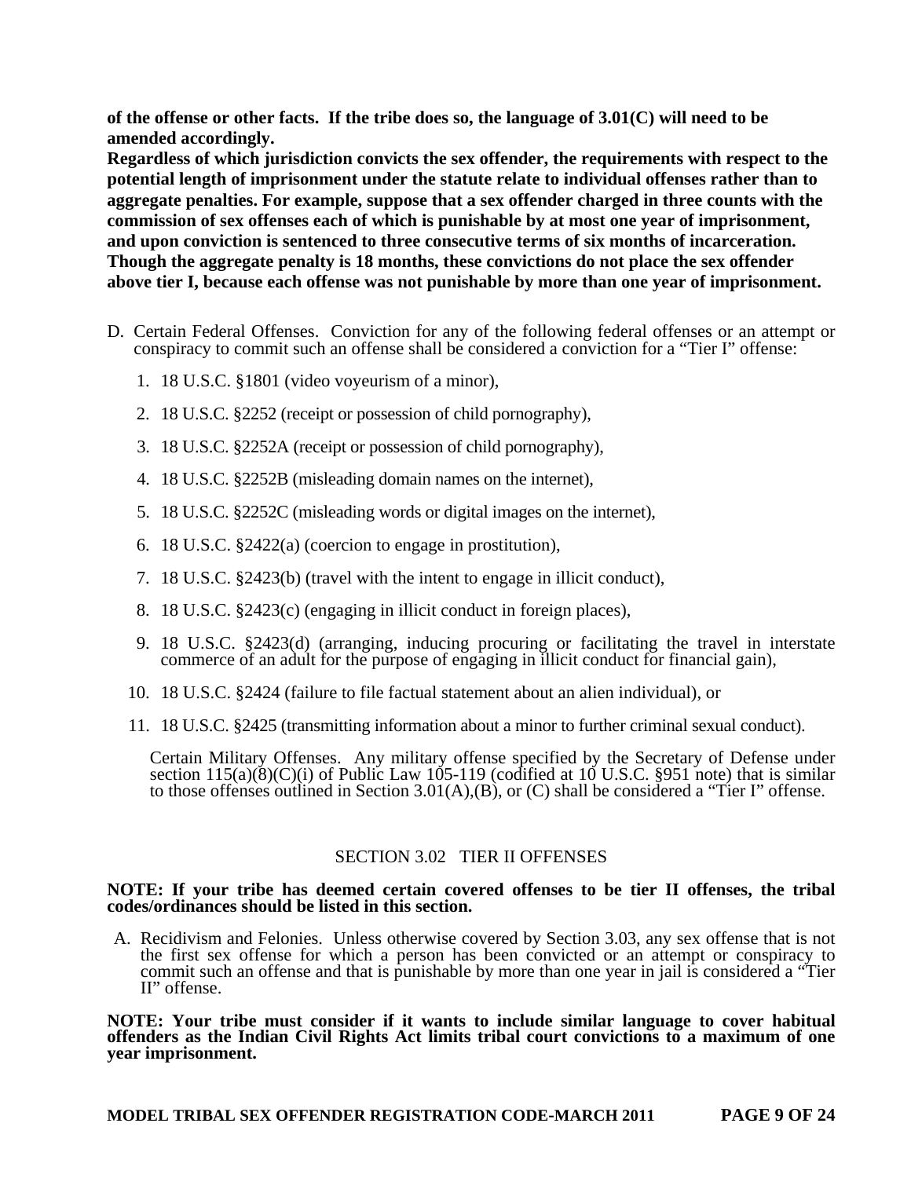**of the offense or other facts. If the tribe does so, the language of 3.01(C) will need to be amended accordingly.**

**Regardless of which jurisdiction convicts the sex offender, the requirements with respect to the potential length of imprisonment under the statute relate to individual offenses rather than to aggregate penalties. For example, suppose that a sex offender charged in three counts with the commission of sex offenses each of which is punishable by at most one year of imprisonment, and upon conviction is sentenced to three consecutive terms of six months of incarceration. Though the aggregate penalty is 18 months, these convictions do not place the sex offender above tier I, because each offense was not punishable by more than one year of imprisonment.**

D. Certain Federal Offenses. Conviction for any of the following federal offenses or an attempt or conspiracy to commit such an offense shall be considered a conviction for a "Tier I" offense:

1. 18 U.S.C. §1801 (video voyeurism of a minor),
2. 18 U.S.C. §2252 (receipt or possession of child pornography),
3. 18 U.S.C. §2252A (receipt or possession of child pornography),
4. 18 U.S.C. §2252B (misleading domain names on the internet),
5. 18 U.S.C. §2252C (misleading words or digital images on the internet),
6. 18 U.S.C. §2422(a) (coercion to engage in prostitution),
7. 18 U.S.C. §2423(b) (travel with the intent to engage in illicit conduct),
8. 18 U.S.C. §2423(c) (engaging in illicit conduct in foreign places),
9. 18 U.S.C. §2423(d) (arranging, inducing procuring or facilitating the travel in interstate commerce of an adult for the purpose of engaging in illicit conduct for financial gain),
10. 18 U.S.C. §2424 (failure to file factual statement about an alien individual), or
11. 18 U.S.C. §2425 (transmitting information about a minor to further criminal sexual conduct).

Certain Military Offenses. Any military offense specified by the Secretary of Defense under section 115(a)(8)(C)(i) of Public Law 105-119 (codified at 10 U.S.C. §951 note) that is similar to those offenses outlined in Section 3.01(A),(B), or (C) shall be considered a "Tier I" offense.

## SECTION 3.02 TIER II OFFENSES

**NOTE: If your tribe has deemed certain covered offenses to be tier II offenses, the tribal codes/ordinances should be listed in this section.**

A. Recidivism and Felonies. Unless otherwise covered by Section 3.03, any sex offense that is not the first sex offense for which a person has been convicted or an attempt or conspiracy to commit such an offense and that is punishable by more than one year in jail is considered a "Tier II" offense.

**NOTE: Your tribe must consider if it wants to include similar language to cover habitual offenders as the Indian Civil Rights Act limits tribal court convictions to a maximum of one year imprisonment.**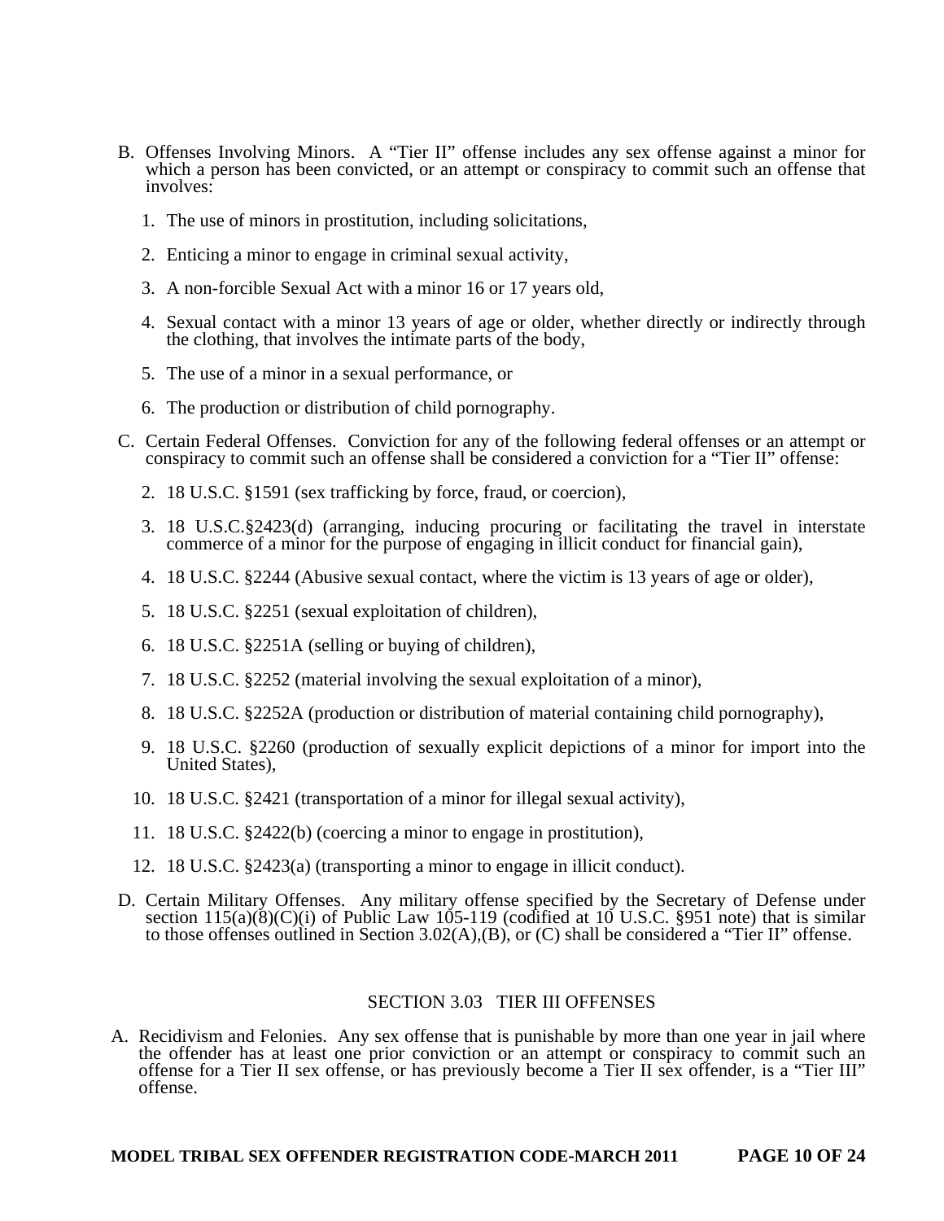B. Offenses Involving Minors. A "Tier II" offense includes any sex offense against a minor for which a person has been convicted, or an attempt or conspiracy to commit such an offense that involves:

   1. The use of minors in prostitution, including solicitations,

   2. Enticing a minor to engage in criminal sexual activity,

   3. A non-forcible Sexual Act with a minor 16 or 17 years old,

   4. Sexual contact with a minor 13 years of age or older, whether directly or indirectly through the clothing, that involves the intimate parts of the body,

   5. The use of a minor in a sexual performance, or

   6. The production or distribution of child pornography.

C. Certain Federal Offenses. Conviction for any of the following federal offenses or an attempt or conspiracy to commit such an offense shall be considered a conviction for a "Tier II" offense:

   2. 18 U.S.C. §1591 (sex trafficking by force, fraud, or coercion),

   3. 18 U.S.C.§2423(d) (arranging, inducing procuring or facilitating the travel in interstate commerce of a minor for the purpose of engaging in illicit conduct for financial gain),

   4. 18 U.S.C. §2244 (Abusive sexual contact, where the victim is 13 years of age or older),

   5. 18 U.S.C. §2251 (sexual exploitation of children),

   6. 18 U.S.C. §2251A (selling or buying of children),

   7. 18 U.S.C. §2252 (material involving the sexual exploitation of a minor),

   8. 18 U.S.C. §2252A (production or distribution of material containing child pornography),

   9. 18 U.S.C. §2260 (production of sexually explicit depictions of a minor for import into the United States),

   10. 18 U.S.C. §2421 (transportation of a minor for illegal sexual activity),

   11. 18 U.S.C. §2422(b) (coercing a minor to engage in prostitution),

   12. 18 U.S.C. §2423(a) (transporting a minor to engage in illicit conduct).

D. Certain Military Offenses. Any military offense specified by the Secretary of Defense under section 115(a)(8)(C)(i) of Public Law 105-119 (codified at 10 U.S.C. §951 note) that is similar to those offenses outlined in Section 3.02(A),(B), or (C) shall be considered a "Tier II" offense.

## SECTION 3.03 TIER III OFFENSES

A. Recidivism and Felonies. Any sex offense that is punishable by more than one year in jail where the offender has at least one prior conviction or an attempt or conspiracy to commit such an offense for a Tier II sex offense, or has previously become a Tier II sex offender, is a "Tier III" offense.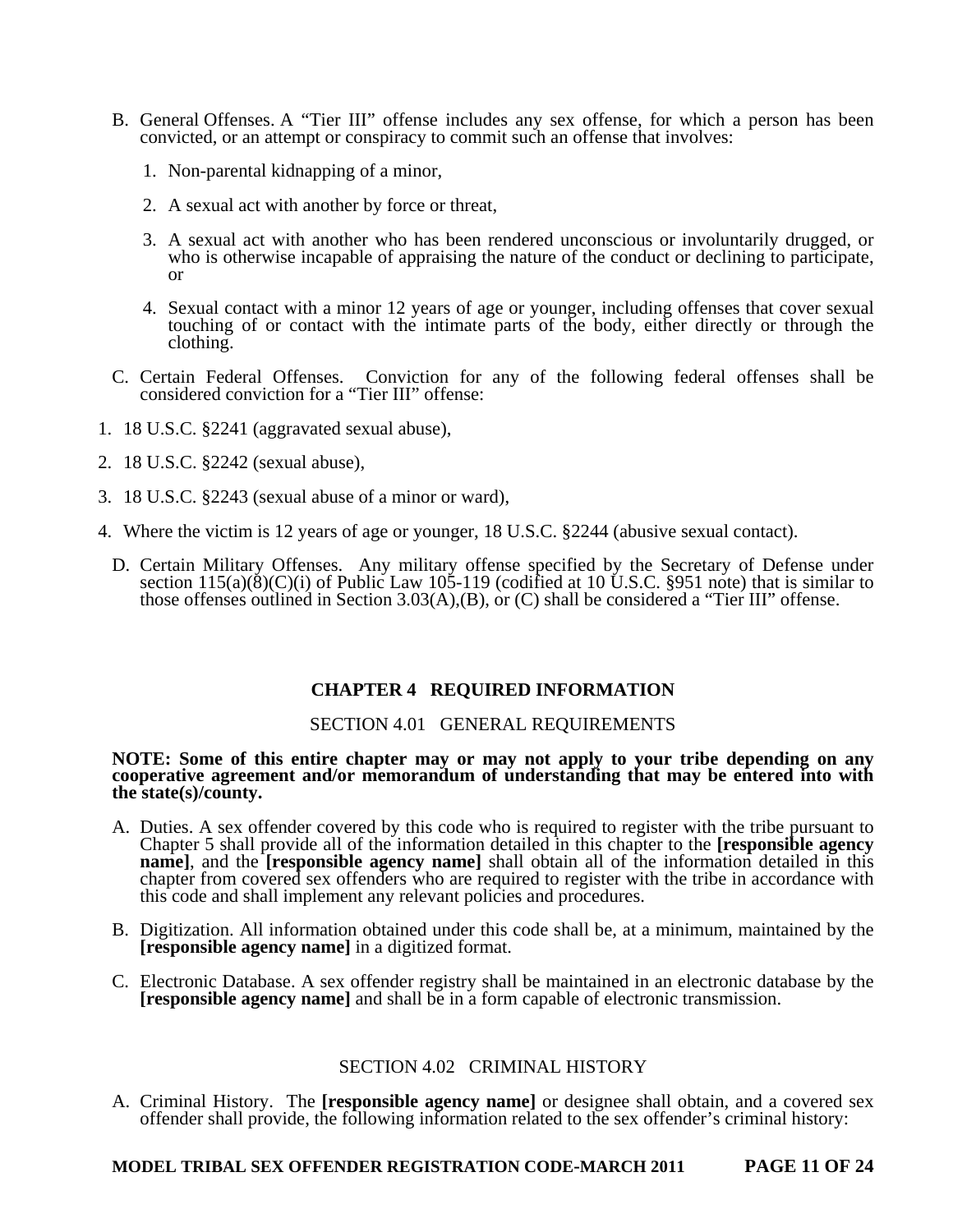B. General Offenses. A "Tier III" offense includes any sex offense, for which a person has been convicted, or an attempt or conspiracy to commit such an offense that involves:

1. Non-parental kidnapping of a minor,
2. A sexual act with another by force or threat,
3. A sexual act with another who has been rendered unconscious or involuntarily drugged, or who is otherwise incapable of appraising the nature of the conduct or declining to participate, or
4. Sexual contact with a minor 12 years of age or younger, including offenses that cover sexual touching of or contact with the intimate parts of the body, either directly or through the clothing.

C. Certain Federal Offenses. Conviction for any of the following federal offenses shall be considered conviction for a "Tier III" offense:

1. 18 U.S.C. §2241 (aggravated sexual abuse),
2. 18 U.S.C. §2242 (sexual abuse),
3. 18 U.S.C. §2243 (sexual abuse of a minor or ward),
4. Where the victim is 12 years of age or younger, 18 U.S.C. §2244 (abusive sexual contact).

D. Certain Military Offenses. Any military offense specified by the Secretary of Defense under section 115(a)(8)(C)(i) of Public Law 105-119 (codified at 10 U.S.C. §951 note) that is similar to those offenses outlined in Section 3.03(A),(B), or (C) shall be considered a "Tier III" offense.

## CHAPTER 4 REQUIRED INFORMATION

### SECTION 4.01 GENERAL REQUIREMENTS

**NOTE: Some of this entire chapter may or may not apply to your tribe depending on any cooperative agreement and/or memorandum of understanding that may be entered into with the state(s)/county.**

A. Duties. A sex offender covered by this code who is required to register with the tribe pursuant to Chapter 5 shall provide all of the information detailed in this chapter to the **[responsible agency name]**, and the **[responsible agency name]** shall obtain all of the information detailed in this chapter from covered sex offenders who are required to register with the tribe in accordance with this code and shall implement any relevant policies and procedures.

B. Digitization. All information obtained under this code shall be, at a minimum, maintained by the **[responsible agency name]** in a digitized format.

C. Electronic Database. A sex offender registry shall be maintained in an electronic database by the **[responsible agency name]** and shall be in a form capable of electronic transmission.

### SECTION 4.02 CRIMINAL HISTORY

A. Criminal History. The **[responsible agency name]** or designee shall obtain, and a covered sex offender shall provide, the following information related to the sex offender's criminal history: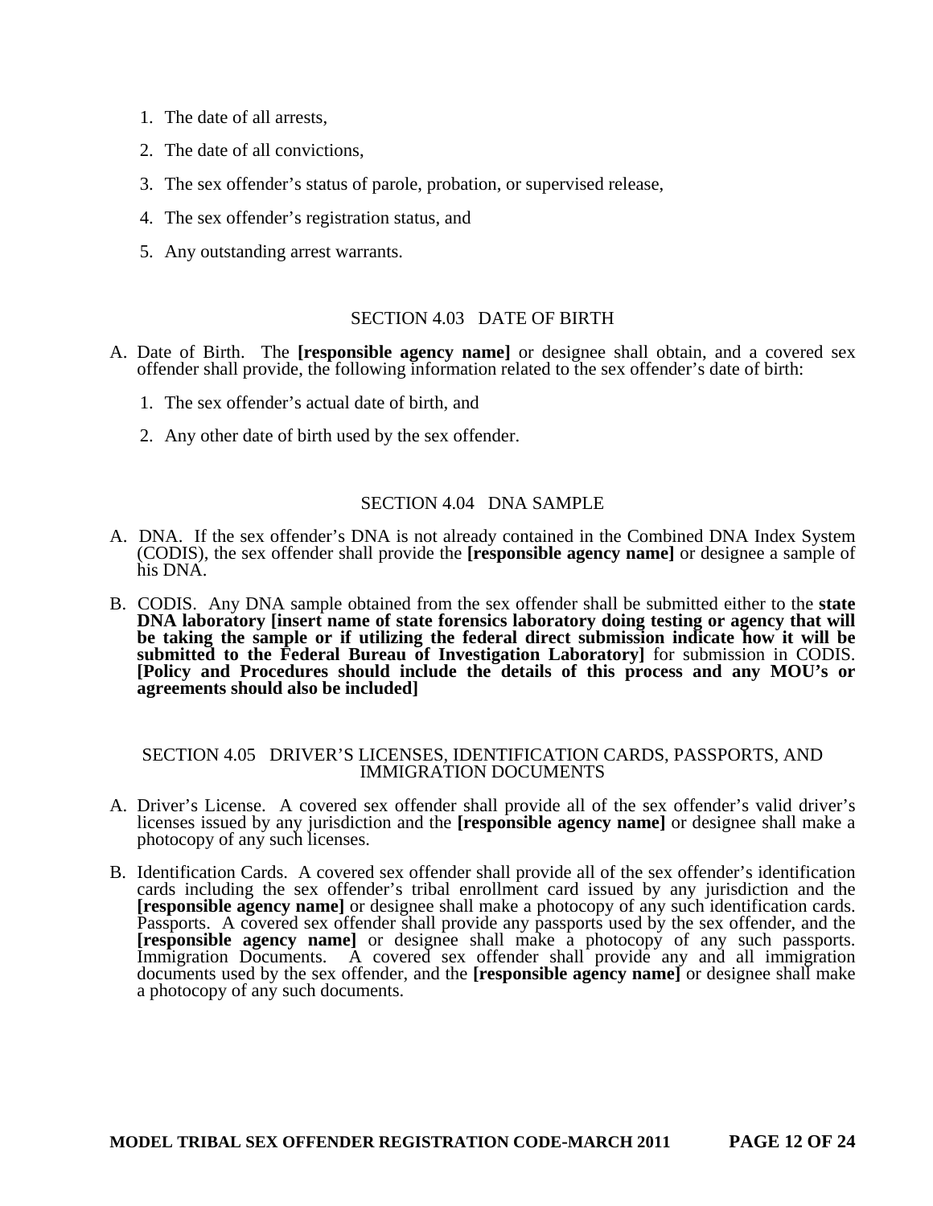1. The date of all arrests,
2. The date of all convictions,
3. The sex offender's status of parole, probation, or supervised release,
4. The sex offender's registration status, and
5. Any outstanding arrest warrants.

### SECTION 4.03 DATE OF BIRTH

A. Date of Birth. The **[responsible agency name]** or designee shall obtain, and a covered sex offender shall provide, the following information related to the sex offender's date of birth:

1. The sex offender's actual date of birth, and
2. Any other date of birth used by the sex offender.

### SECTION 4.04 DNA SAMPLE

A. DNA. If the sex offender's DNA is not already contained in the Combined DNA Index System (CODIS), the sex offender shall provide the **[responsible agency name]** or designee a sample of his DNA.

B. CODIS. Any DNA sample obtained from the sex offender shall be submitted either to the **state DNA laboratory [insert name of state forensics laboratory doing testing or agency that will be taking the sample or if utilizing the federal direct submission indicate how it will be submitted to the Federal Bureau of Investigation Laboratory]** for submission in CODIS. **[Policy and Procedures should include the details of this process and any MOU's or agreements should also be included]**

### SECTION 4.05 DRIVER'S LICENSES, IDENTIFICATION CARDS, PASSPORTS, AND IMMIGRATION DOCUMENTS

A. Driver's License. A covered sex offender shall provide all of the sex offender's valid driver's licenses issued by any jurisdiction and the **[responsible agency name]** or designee shall make a photocopy of any such licenses.

B. Identification Cards. A covered sex offender shall provide all of the sex offender's identification cards including the sex offender's tribal enrollment card issued by any jurisdiction and the **[responsible agency name]** or designee shall make a photocopy of any such identification cards. Passports. A covered sex offender shall provide any passports used by the sex offender, and the **[responsible agency name]** or designee shall make a photocopy of any such passports. Immigration Documents. A covered sex offender shall provide any and all immigration documents used by the sex offender, and the **[responsible agency name]** or designee shall make a photocopy of any such documents.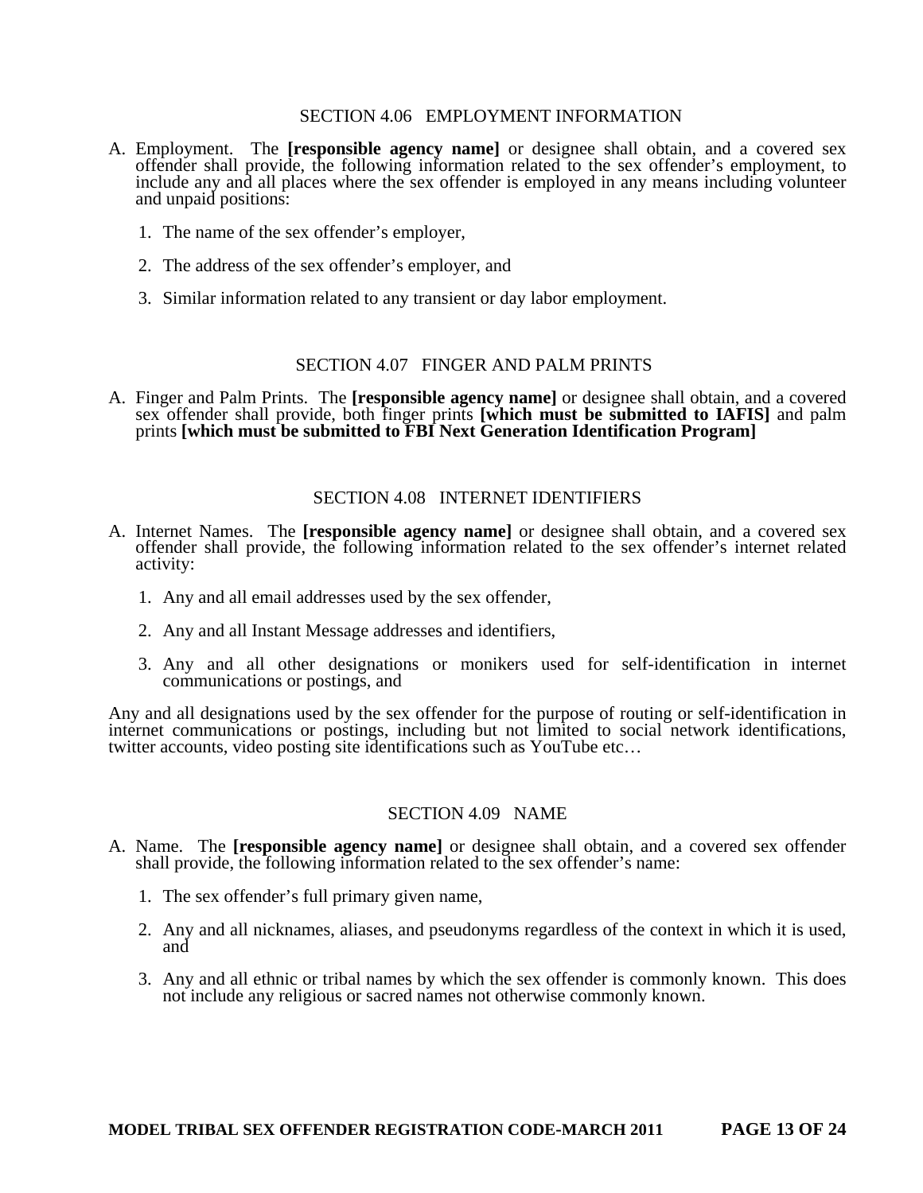### SECTION 4.06 EMPLOYMENT INFORMATION

A. Employment. The **[responsible agency name]** or designee shall obtain, and a covered sex offender shall provide, the following information related to the sex offender's employment, to include any and all places where the sex offender is employed in any means including volunteer and unpaid positions:

   1. The name of the sex offender's employer,
   2. The address of the sex offender's employer, and
   3. Similar information related to any transient or day labor employment.

### SECTION 4.07 FINGER AND PALM PRINTS

A. Finger and Palm Prints. The **[responsible agency name]** or designee shall obtain, and a covered sex offender shall provide, both finger prints **[which must be submitted to IAFIS]** and palm prints **[which must be submitted to FBI Next Generation Identification Program]**

### SECTION 4.08 INTERNET IDENTIFIERS

A. Internet Names. The **[responsible agency name]** or designee shall obtain, and a covered sex offender shall provide, the following information related to the sex offender's internet related activity:

   1. Any and all email addresses used by the sex offender,
   2. Any and all Instant Message addresses and identifiers,
   3. Any and all other designations or monikers used for self-identification in internet communications or postings, and

Any and all designations used by the sex offender for the purpose of routing or self-identification in internet communications or postings, including but not limited to social network identifications, twitter accounts, video posting site identifications such as YouTube etc…

### SECTION 4.09 NAME

A. Name. The **[responsible agency name]** or designee shall obtain, and a covered sex offender shall provide, the following information related to the sex offender's name:

   1. The sex offender's full primary given name,
   2. Any and all nicknames, aliases, and pseudonyms regardless of the context in which it is used, and
   3. Any and all ethnic or tribal names by which the sex offender is commonly known. This does not include any religious or sacred names not otherwise commonly known.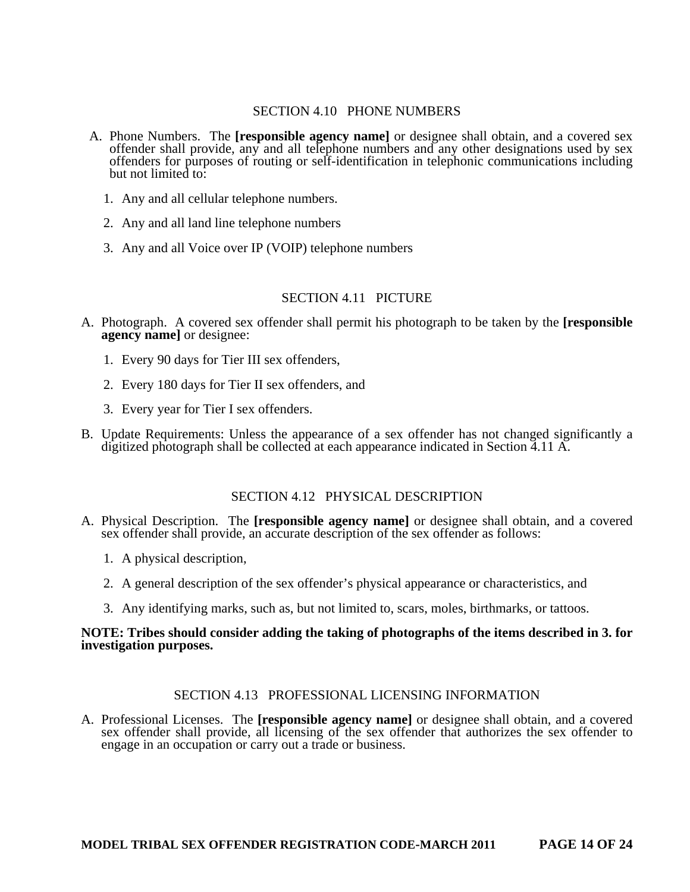## SECTION 4.10 PHONE NUMBERS

A. Phone Numbers. The **[responsible agency name]** or designee shall obtain, and a covered sex offender shall provide, any and all telephone numbers and any other designations used by sex offenders for purposes of routing or self-identification in telephonic communications including but not limited to:

1. Any and all cellular telephone numbers.
2. Any and all land line telephone numbers
3. Any and all Voice over IP (VOIP) telephone numbers

## SECTION 4.11 PICTURE

A. Photograph. A covered sex offender shall permit his photograph to be taken by the **[responsible agency name]** or designee:

1. Every 90 days for Tier III sex offenders,
2. Every 180 days for Tier II sex offenders, and
3. Every year for Tier I sex offenders.

B. Update Requirements: Unless the appearance of a sex offender has not changed significantly a digitized photograph shall be collected at each appearance indicated in Section 4.11 A.

## SECTION 4.12 PHYSICAL DESCRIPTION

A. Physical Description. The **[responsible agency name]** or designee shall obtain, and a covered sex offender shall provide, an accurate description of the sex offender as follows:

1. A physical description,
2. A general description of the sex offender's physical appearance or characteristics, and
3. Any identifying marks, such as, but not limited to, scars, moles, birthmarks, or tattoos.

**NOTE: Tribes should consider adding the taking of photographs of the items described in 3. for investigation purposes.**

## SECTION 4.13 PROFESSIONAL LICENSING INFORMATION

A. Professional Licenses. The **[responsible agency name]** or designee shall obtain, and a covered sex offender shall provide, all licensing of the sex offender that authorizes the sex offender to engage in an occupation or carry out a trade or business.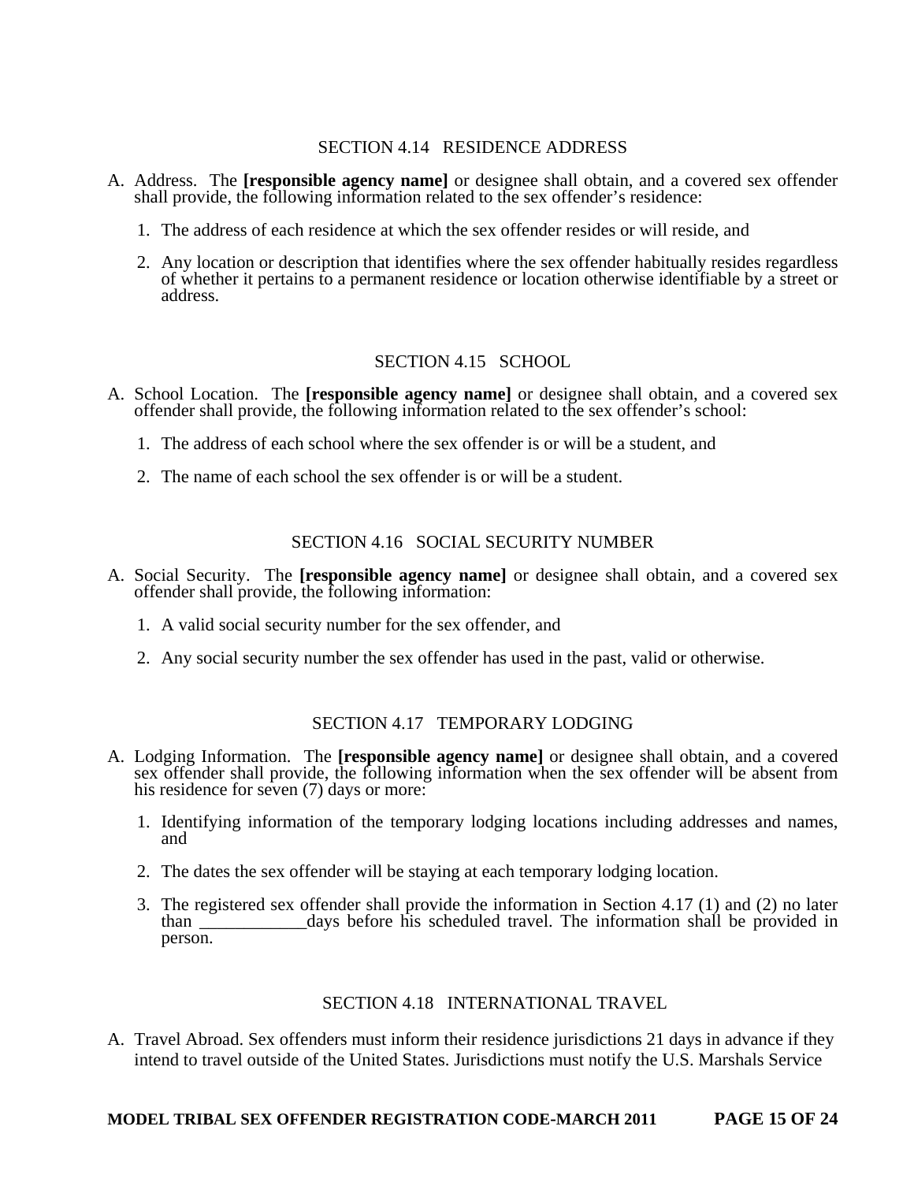## SECTION 4.14 RESIDENCE ADDRESS

A. Address. The **[responsible agency name]** or designee shall obtain, and a covered sex offender shall provide, the following information related to the sex offender's residence:

   1. The address of each residence at which the sex offender resides or will reside, and

   2. Any location or description that identifies where the sex offender habitually resides regardless of whether it pertains to a permanent residence or location otherwise identifiable by a street or address.

## SECTION 4.15 SCHOOL

A. School Location. The **[responsible agency name]** or designee shall obtain, and a covered sex offender shall provide, the following information related to the sex offender's school:

   1. The address of each school where the sex offender is or will be a student, and

   2. The name of each school the sex offender is or will be a student.

## SECTION 4.16 SOCIAL SECURITY NUMBER

A. Social Security. The **[responsible agency name]** or designee shall obtain, and a covered sex offender shall provide, the following information:

   1. A valid social security number for the sex offender, and

   2. Any social security number the sex offender has used in the past, valid or otherwise.

## SECTION 4.17 TEMPORARY LODGING

A. Lodging Information. The **[responsible agency name]** or designee shall obtain, and a covered sex offender shall provide, the following information when the sex offender will be absent from his residence for seven (7) days or more:

   1. Identifying information of the temporary lodging locations including addresses and names, and

   2. The dates the sex offender will be staying at each temporary lodging location.

   3. The registered sex offender shall provide the information in Section 4.17 (1) and (2) no later than ____________days before his scheduled travel. The information shall be provided in person.

## SECTION 4.18 INTERNATIONAL TRAVEL

A. Travel Abroad. Sex offenders must inform their residence jurisdictions 21 days in advance if they intend to travel outside of the United States. Jurisdictions must notify the U.S. Marshals Service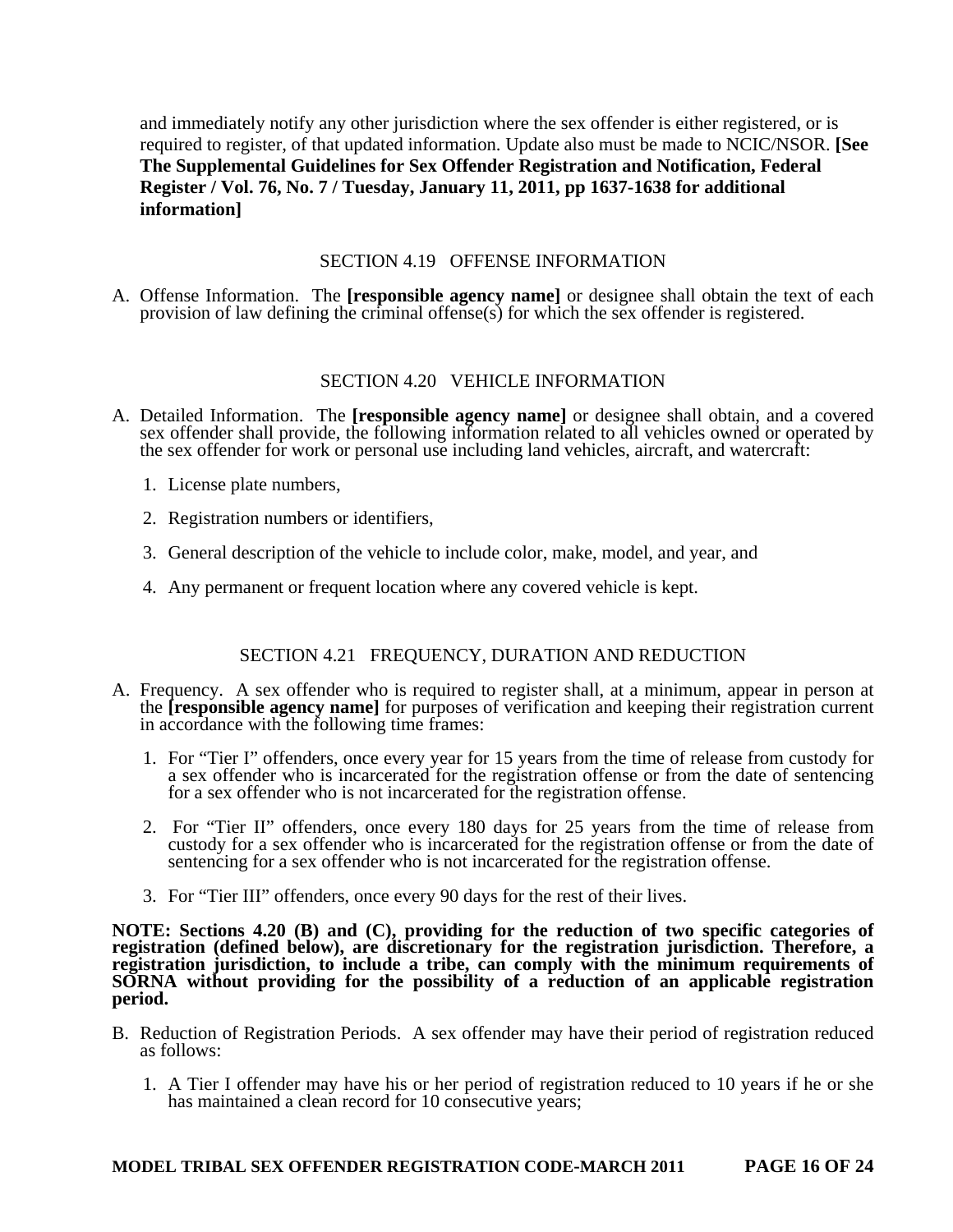and immediately notify any other jurisdiction where the sex offender is either registered, or is required to register, of that updated information. Update also must be made to NCIC/NSOR. **[See The Supplemental Guidelines for Sex Offender Registration and Notification, Federal Register / Vol. 76, No. 7 / Tuesday, January 11, 2011, pp 1637-1638 for additional information]**

## SECTION 4.19 OFFENSE INFORMATION

A. Offense Information. The **[responsible agency name]** or designee shall obtain the text of each provision of law defining the criminal offense(s) for which the sex offender is registered.

## SECTION 4.20 VEHICLE INFORMATION

A. Detailed Information. The **[responsible agency name]** or designee shall obtain, and a covered sex offender shall provide, the following information related to all vehicles owned or operated by the sex offender for work or personal use including land vehicles, aircraft, and watercraft:

1. License plate numbers,
2. Registration numbers or identifiers,
3. General description of the vehicle to include color, make, model, and year, and
4. Any permanent or frequent location where any covered vehicle is kept.

## SECTION 4.21 FREQUENCY, DURATION AND REDUCTION

A. Frequency. A sex offender who is required to register shall, at a minimum, appear in person at the **[responsible agency name]** for purposes of verification and keeping their registration current in accordance with the following time frames:

1. For "Tier I" offenders, once every year for 15 years from the time of release from custody for a sex offender who is incarcerated for the registration offense or from the date of sentencing for a sex offender who is not incarcerated for the registration offense.
2. For "Tier II" offenders, once every 180 days for 25 years from the time of release from custody for a sex offender who is incarcerated for the registration offense or from the date of sentencing for a sex offender who is not incarcerated for the registration offense.
3. For "Tier III" offenders, once every 90 days for the rest of their lives.

**NOTE: Sections 4.20 (B) and (C), providing for the reduction of two specific categories of registration (defined below), are discretionary for the registration jurisdiction. Therefore, a registration jurisdiction, to include a tribe, can comply with the minimum requirements of SORNA without providing for the possibility of a reduction of an applicable registration period.**

B. Reduction of Registration Periods. A sex offender may have their period of registration reduced as follows:

1. A Tier I offender may have his or her period of registration reduced to 10 years if he or she has maintained a clean record for 10 consecutive years;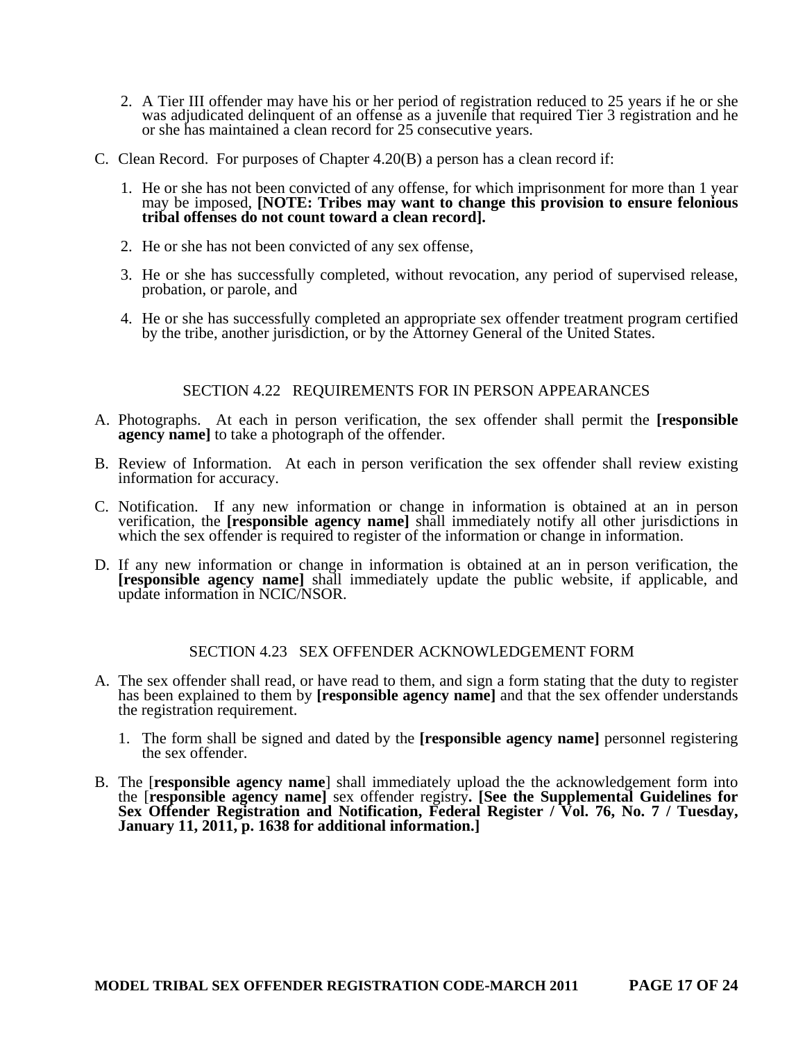2. A Tier III offender may have his or her period of registration reduced to 25 years if he or she was adjudicated delinquent of an offense as a juvenile that required Tier 3 registration and he or she has maintained a clean record for 25 consecutive years.

C. Clean Record. For purposes of Chapter 4.20(B) a person has a clean record if:

1. He or she has not been convicted of any offense, for which imprisonment for more than 1 year may be imposed, **[NOTE: Tribes may want to change this provision to ensure felonious tribal offenses do not count toward a clean record].**

2. He or she has not been convicted of any sex offense,

3. He or she has successfully completed, without revocation, any period of supervised release, probation, or parole, and

4. He or she has successfully completed an appropriate sex offender treatment program certified by the tribe, another jurisdiction, or by the Attorney General of the United States.

## SECTION 4.22 REQUIREMENTS FOR IN PERSON APPEARANCES

A. Photographs. At each in person verification, the sex offender shall permit the **[responsible agency name]** to take a photograph of the offender.

B. Review of Information. At each in person verification the sex offender shall review existing information for accuracy.

C. Notification. If any new information or change in information is obtained at an in person verification, the **[responsible agency name]** shall immediately notify all other jurisdictions in which the sex offender is required to register of the information or change in information.

D. If any new information or change in information is obtained at an in person verification, the **[responsible agency name]** shall immediately update the public website, if applicable, and update information in NCIC/NSOR.

## SECTION 4.23 SEX OFFENDER ACKNOWLEDGEMENT FORM

A. The sex offender shall read, or have read to them, and sign a form stating that the duty to register has been explained to them by **[responsible agency name]** and that the sex offender understands the registration requirement.

1. The form shall be signed and dated by the **[responsible agency name]** personnel registering the sex offender.

B. The [**responsible agency name**] shall immediately upload the the acknowledgement form into the [**responsible agency name]** sex offender registry**. [See the Supplemental Guidelines for Sex Offender Registration and Notification, Federal Register / Vol. 76, No. 7 / Tuesday, January 11, 2011, p. 1638 for additional information.]**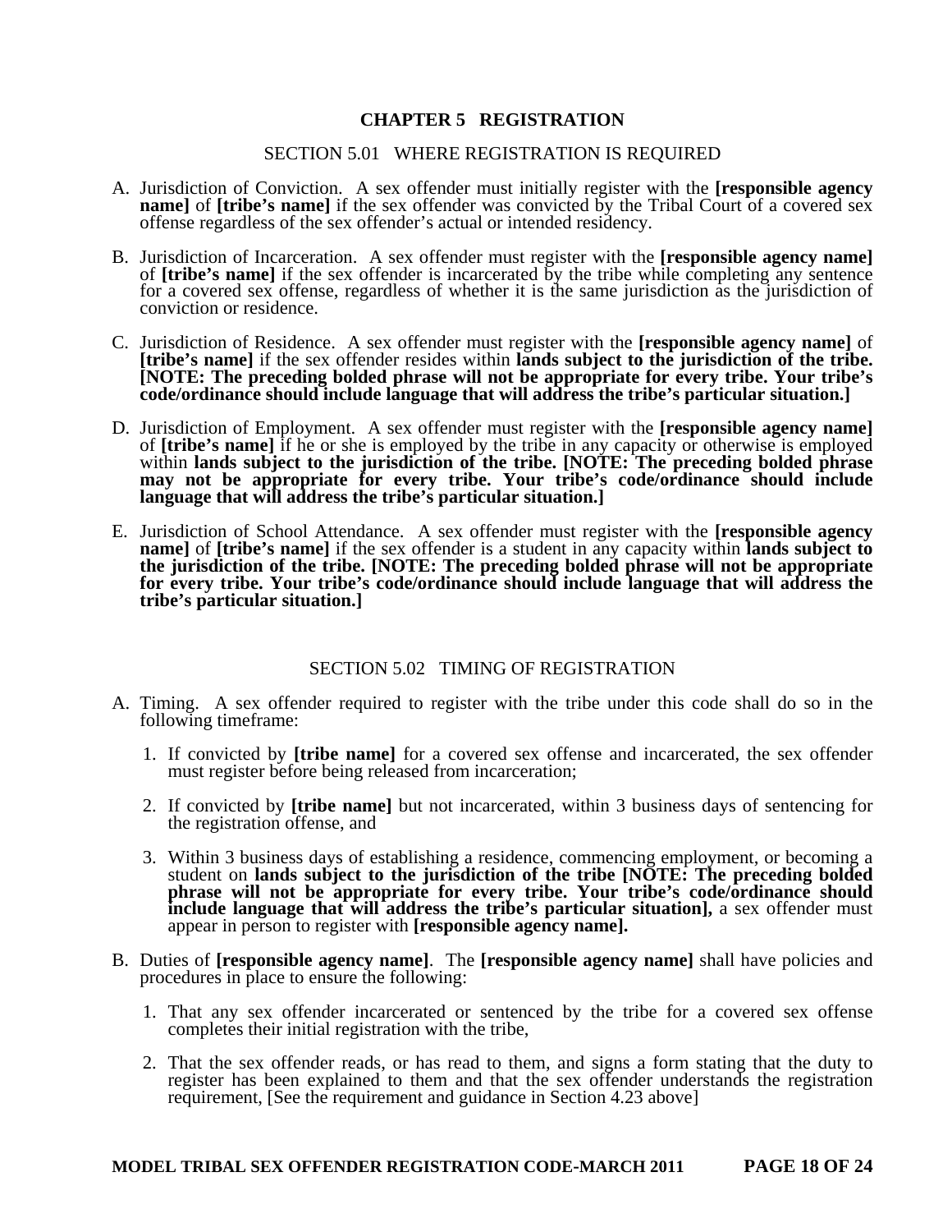## CHAPTER 5 REGISTRATION

### SECTION 5.01 WHERE REGISTRATION IS REQUIRED

A. Jurisdiction of Conviction. A sex offender must initially register with the **[responsible agency name]** of **[tribe's name]** if the sex offender was convicted by the Tribal Court of a covered sex offense regardless of the sex offender's actual or intended residency.

B. Jurisdiction of Incarceration. A sex offender must register with the **[responsible agency name]** of **[tribe's name]** if the sex offender is incarcerated by the tribe while completing any sentence for a covered sex offense, regardless of whether it is the same jurisdiction as the jurisdiction of conviction or residence.

C. Jurisdiction of Residence. A sex offender must register with the **[responsible agency name]** of **[tribe's name]** if the sex offender resides within **lands subject to the jurisdiction of the tribe. [NOTE: The preceding bolded phrase will not be appropriate for every tribe. Your tribe's code/ordinance should include language that will address the tribe's particular situation.]**

D. Jurisdiction of Employment. A sex offender must register with the **[responsible agency name]** of **[tribe's name]** if he or she is employed by the tribe in any capacity or otherwise is employed within **lands subject to the jurisdiction of the tribe. [NOTE: The preceding bolded phrase may not be appropriate for every tribe. Your tribe's code/ordinance should include language that will address the tribe's particular situation.]**

E. Jurisdiction of School Attendance. A sex offender must register with the **[responsible agency name]** of **[tribe's name]** if the sex offender is a student in any capacity within **lands subject to the jurisdiction of the tribe. [NOTE: The preceding bolded phrase will not be appropriate for every tribe. Your tribe's code/ordinance should include language that will address the tribe's particular situation.]**

### SECTION 5.02 TIMING OF REGISTRATION

A. Timing. A sex offender required to register with the tribe under this code shall do so in the following timeframe:

   1. If convicted by **[tribe name]** for a covered sex offense and incarcerated, the sex offender must register before being released from incarceration;

   2. If convicted by **[tribe name]** but not incarcerated, within 3 business days of sentencing for the registration offense, and

   3. Within 3 business days of establishing a residence, commencing employment, or becoming a student on **lands subject to the jurisdiction of the tribe [NOTE: The preceding bolded phrase will not be appropriate for every tribe. Your tribe's code/ordinance should include language that will address the tribe's particular situation],** a sex offender must appear in person to register with **[responsible agency name].**

B. Duties of **[responsible agency name]**. The **[responsible agency name]** shall have policies and procedures in place to ensure the following:

   1. That any sex offender incarcerated or sentenced by the tribe for a covered sex offense completes their initial registration with the tribe,

   2. That the sex offender reads, or has read to them, and signs a form stating that the duty to register has been explained to them and that the sex offender understands the registration requirement, [See the requirement and guidance in Section 4.23 above]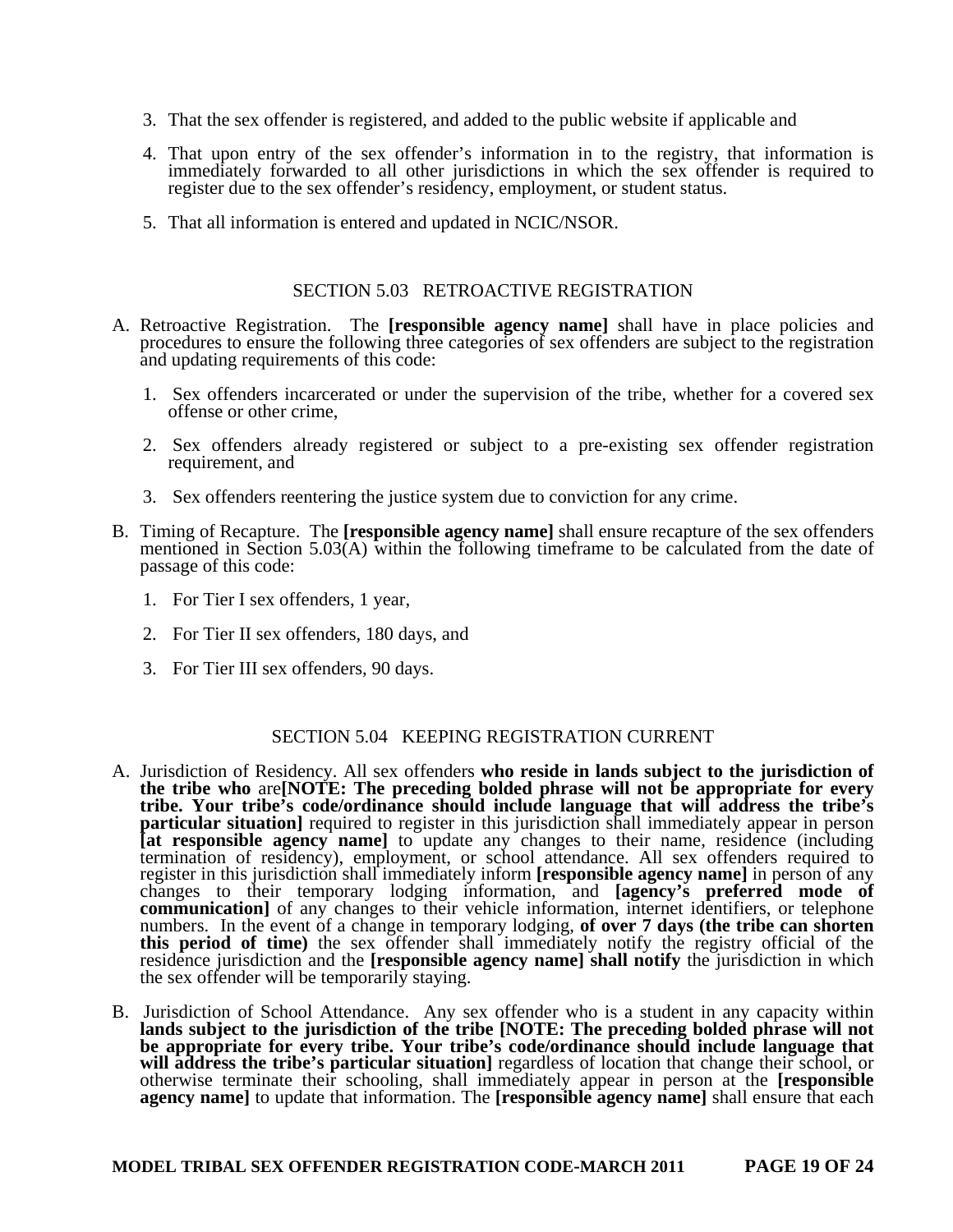3. That the sex offender is registered, and added to the public website if applicable and

4. That upon entry of the sex offender's information in to the registry, that information is immediately forwarded to all other jurisdictions in which the sex offender is required to register due to the sex offender's residency, employment, or student status.

5. That all information is entered and updated in NCIC/NSOR.

## SECTION 5.03 RETROACTIVE REGISTRATION

A. Retroactive Registration. The **[responsible agency name]** shall have in place policies and procedures to ensure the following three categories of sex offenders are subject to the registration and updating requirements of this code:

   1. Sex offenders incarcerated or under the supervision of the tribe, whether for a covered sex offense or other crime,

   2. Sex offenders already registered or subject to a pre-existing sex offender registration requirement, and

   3. Sex offenders reentering the justice system due to conviction for any crime.

B. Timing of Recapture. The **[responsible agency name]** shall ensure recapture of the sex offenders mentioned in Section 5.03(A) within the following timeframe to be calculated from the date of passage of this code:

   1. For Tier I sex offenders, 1 year,

   2. For Tier II sex offenders, 180 days, and

   3. For Tier III sex offenders, 90 days.

## SECTION 5.04 KEEPING REGISTRATION CURRENT

A. Jurisdiction of Residency. All sex offenders **who reside in lands subject to the jurisdiction of the tribe who** are**[NOTE: The preceding bolded phrase will not be appropriate for every tribe. Your tribe's code/ordinance should include language that will address the tribe's particular situation]** required to register in this jurisdiction shall immediately appear in person **[at responsible agency name]** to update any changes to their name, residence (including termination of residency), employment, or school attendance. All sex offenders required to register in this jurisdiction shall immediately inform **[responsible agency name]** in person of any changes to their temporary lodging information, and **[agency's preferred mode of communication]** of any changes to their vehicle information, internet identifiers, or telephone numbers. In the event of a change in temporary lodging, **of over 7 days (the tribe can shorten this period of time)** the sex offender shall immediately notify the registry official of the residence jurisdiction and the **[responsible agency name] shall notify** the jurisdiction in which the sex offender will be temporarily staying.

B. Jurisdiction of School Attendance. Any sex offender who is a student in any capacity within **lands subject to the jurisdiction of the tribe [NOTE: The preceding bolded phrase will not be appropriate for every tribe. Your tribe's code/ordinance should include language that will address the tribe's particular situation]** regardless of location that change their school, or otherwise terminate their schooling, shall immediately appear in person at the **[responsible agency name]** to update that information. The **[responsible agency name]** shall ensure that each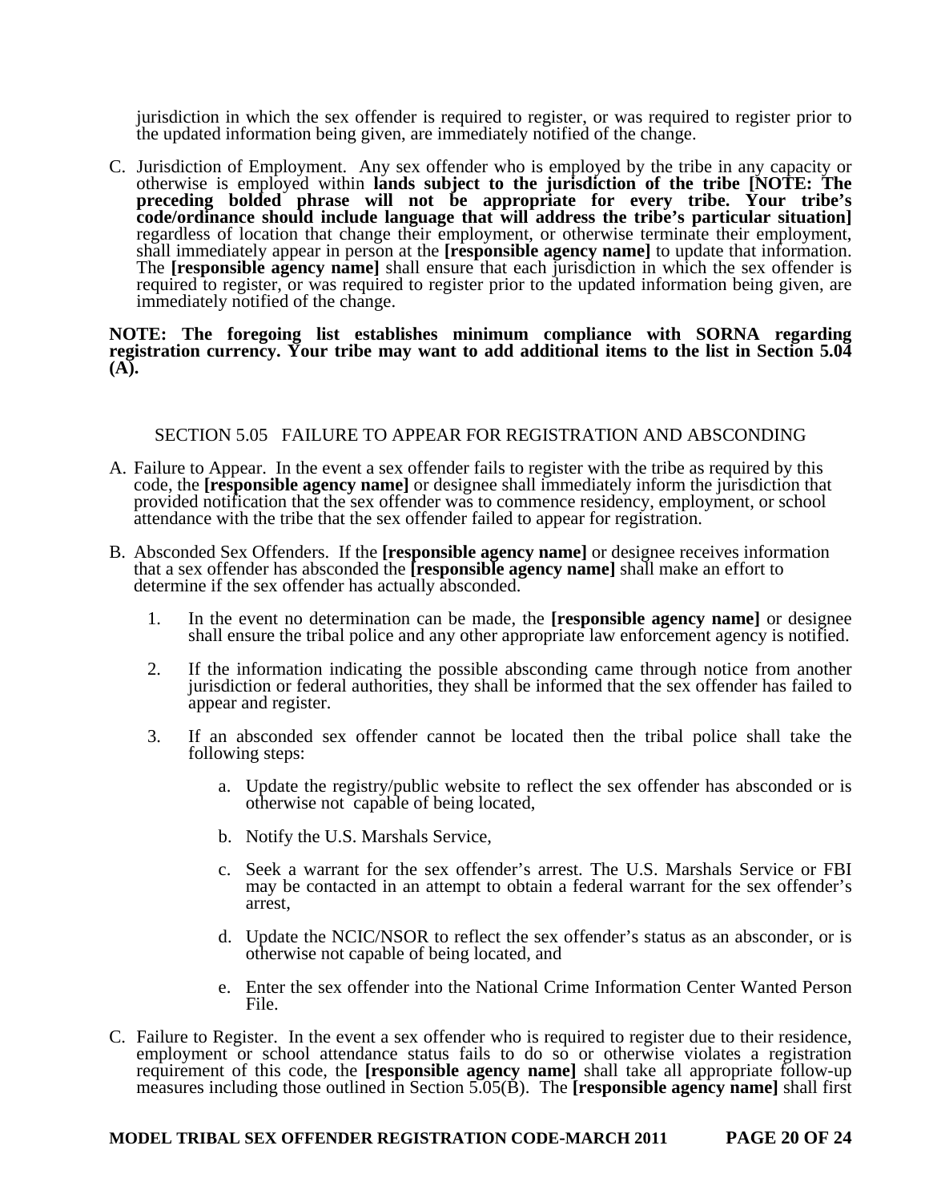jurisdiction in which the sex offender is required to register, or was required to register prior to the updated information being given, are immediately notified of the change.

C. Jurisdiction of Employment. Any sex offender who is employed by the tribe in any capacity or otherwise is employed within **lands subject to the jurisdiction of the tribe [NOTE: The preceding bolded phrase will not be appropriate for every tribe. Your tribe's code/ordinance should include language that will address the tribe's particular situation]** regardless of location that change their employment, or otherwise terminate their employment, shall immediately appear in person at the **[responsible agency name]** to update that information. The **[responsible agency name]** shall ensure that each jurisdiction in which the sex offender is required to register, or was required to register prior to the updated information being given, are immediately notified of the change.

**NOTE: The foregoing list establishes minimum compliance with SORNA regarding registration currency. Your tribe may want to add additional items to the list in Section 5.04 (A).**

## SECTION 5.05 FAILURE TO APPEAR FOR REGISTRATION AND ABSCONDING

A. Failure to Appear. In the event a sex offender fails to register with the tribe as required by this code, the **[responsible agency name]** or designee shall immediately inform the jurisdiction that provided notification that the sex offender was to commence residency, employment, or school attendance with the tribe that the sex offender failed to appear for registration.

B. Absconded Sex Offenders. If the **[responsible agency name]** or designee receives information that a sex offender has absconded the **[responsible agency name]** shall make an effort to determine if the sex offender has actually absconded.

1. In the event no determination can be made, the **[responsible agency name]** or designee shall ensure the tribal police and any other appropriate law enforcement agency is notified.

2. If the information indicating the possible absconding came through notice from another jurisdiction or federal authorities, they shall be informed that the sex offender has failed to appear and register.

3. If an absconded sex offender cannot be located then the tribal police shall take the following steps:

   a. Update the registry/public website to reflect the sex offender has absconded or is otherwise not capable of being located,

   b. Notify the U.S. Marshals Service,

   c. Seek a warrant for the sex offender's arrest. The U.S. Marshals Service or FBI may be contacted in an attempt to obtain a federal warrant for the sex offender's arrest,

   d. Update the NCIC/NSOR to reflect the sex offender's status as an absconder, or is otherwise not capable of being located, and

   e. Enter the sex offender into the National Crime Information Center Wanted Person File.

C. Failure to Register. In the event a sex offender who is required to register due to their residence, employment or school attendance status fails to do so or otherwise violates a registration requirement of this code, the **[responsible agency name]** shall take all appropriate follow-up measures including those outlined in Section 5.05(B). The **[responsible agency name]** shall first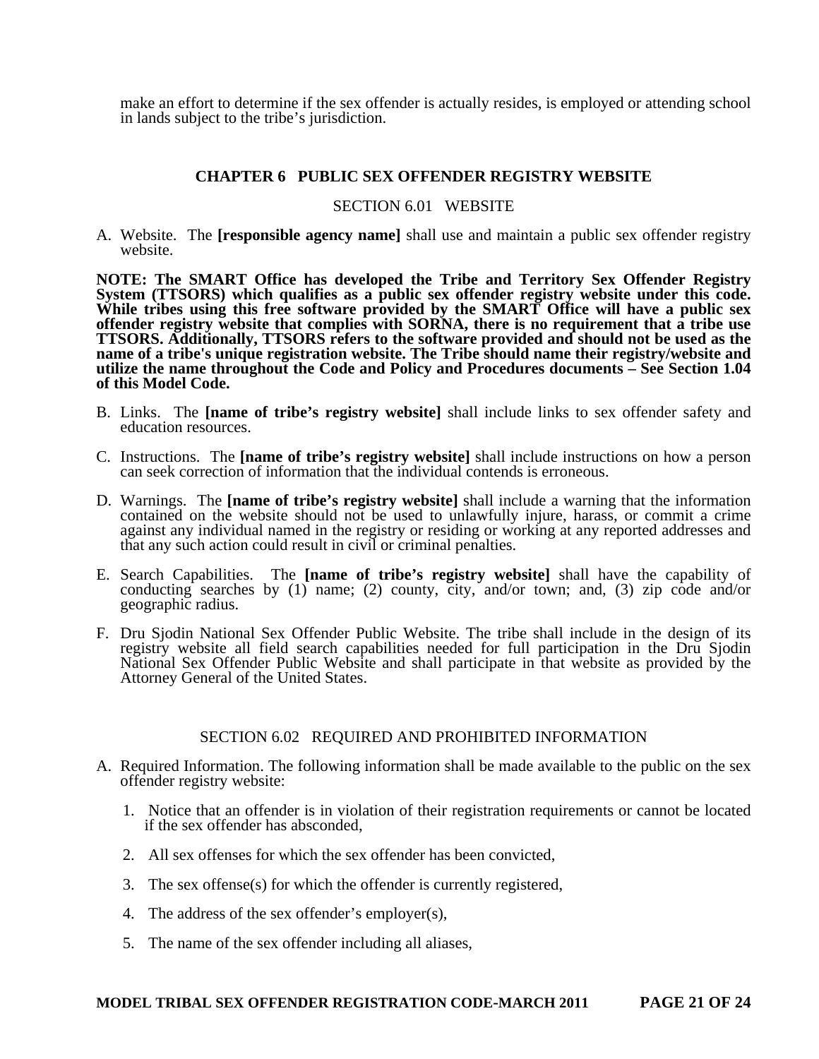make an effort to determine if the sex offender is actually resides, is employed or attending school in lands subject to the tribe's jurisdiction.

## CHAPTER 6 PUBLIC SEX OFFENDER REGISTRY WEBSITE

### SECTION 6.01 WEBSITE

A. Website. The **[responsible agency name]** shall use and maintain a public sex offender registry website.

**NOTE: The SMART Office has developed the Tribe and Territory Sex Offender Registry System (TTSORS) which qualifies as a public sex offender registry website under this code. While tribes using this free software provided by the SMART Office will have a public sex offender registry website that complies with SORNA, there is no requirement that a tribe use TTSORS. Additionally, TTSORS refers to the software provided and should not be used as the name of a tribe's unique registration website. The Tribe should name their registry/website and utilize the name throughout the Code and Policy and Procedures documents – See Section 1.04 of this Model Code.**

B. Links. The **[name of tribe's registry website]** shall include links to sex offender safety and education resources.

C. Instructions. The **[name of tribe's registry website]** shall include instructions on how a person can seek correction of information that the individual contends is erroneous.

D. Warnings. The **[name of tribe's registry website]** shall include a warning that the information contained on the website should not be used to unlawfully injure, harass, or commit a crime against any individual named in the registry or residing or working at any reported addresses and that any such action could result in civil or criminal penalties.

E. Search Capabilities. The **[name of tribe's registry website]** shall have the capability of conducting searches by (1) name; (2) county, city, and/or town; and, (3) zip code and/or geographic radius.

F. Dru Sjodin National Sex Offender Public Website. The tribe shall include in the design of its registry website all field search capabilities needed for full participation in the Dru Sjodin National Sex Offender Public Website and shall participate in that website as provided by the Attorney General of the United States.

### SECTION 6.02 REQUIRED AND PROHIBITED INFORMATION

A. Required Information. The following information shall be made available to the public on the sex offender registry website:

1. Notice that an offender is in violation of their registration requirements or cannot be located if the sex offender has absconded,
2. All sex offenses for which the sex offender has been convicted,
3. The sex offense(s) for which the offender is currently registered,
4. The address of the sex offender's employer(s),
5. The name of the sex offender including all aliases,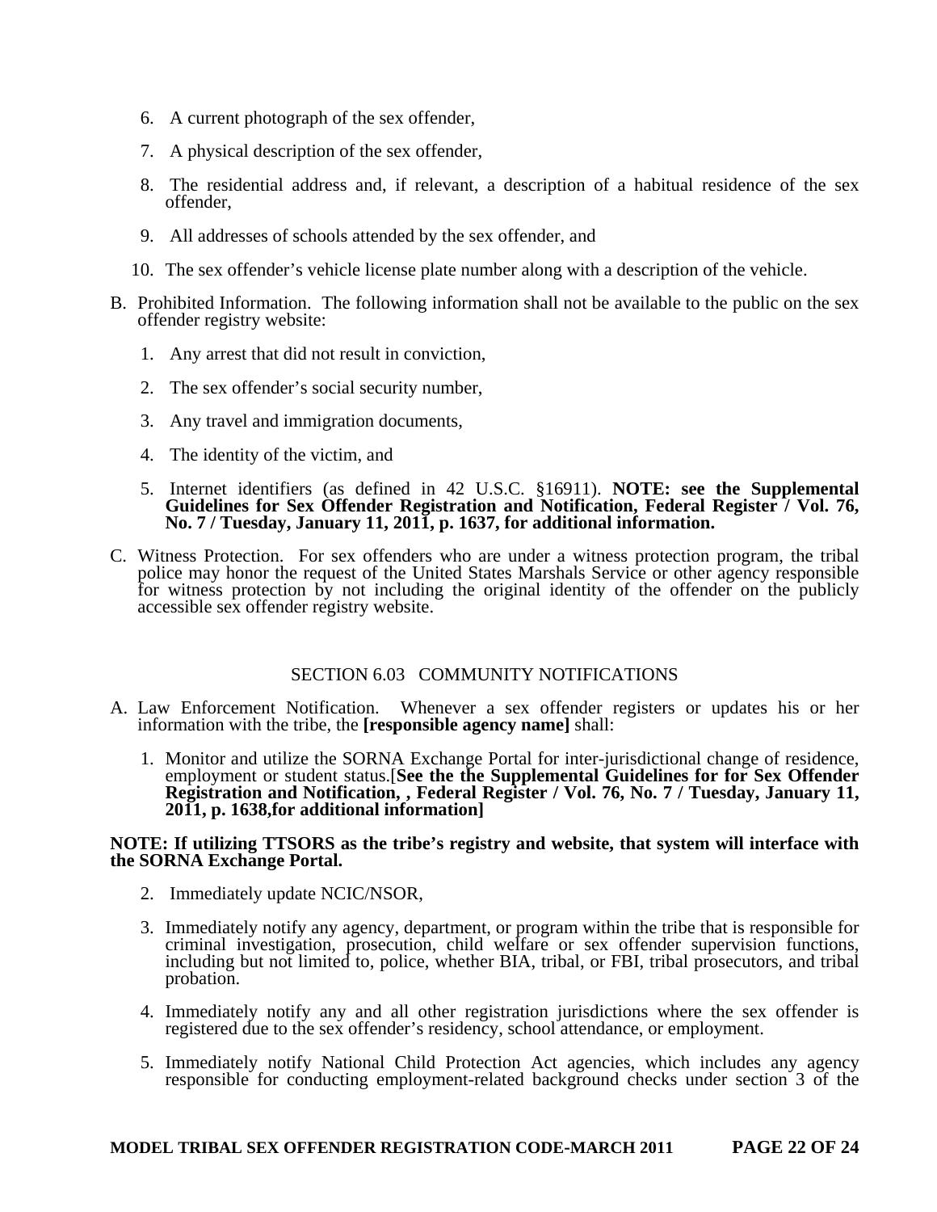6. A current photograph of the sex offender,

7. A physical description of the sex offender,

8. The residential address and, if relevant, a description of a habitual residence of the sex offender,

9. All addresses of schools attended by the sex offender, and

10. The sex offender's vehicle license plate number along with a description of the vehicle.

B. Prohibited Information. The following information shall not be available to the public on the sex offender registry website:

1. Any arrest that did not result in conviction,

2. The sex offender's social security number,

3. Any travel and immigration documents,

4. The identity of the victim, and

5. Internet identifiers (as defined in 42 U.S.C. §16911). **NOTE: see the Supplemental Guidelines for Sex Offender Registration and Notification, Federal Register / Vol. 76, No. 7 / Tuesday, January 11, 2011, p. 1637, for additional information.**

C. Witness Protection. For sex offenders who are under a witness protection program, the tribal police may honor the request of the United States Marshals Service or other agency responsible for witness protection by not including the original identity of the offender on the publicly accessible sex offender registry website.

## SECTION 6.03 COMMUNITY NOTIFICATIONS

A. Law Enforcement Notification. Whenever a sex offender registers or updates his or her information with the tribe, the **[responsible agency name]** shall:

1. Monitor and utilize the SORNA Exchange Portal for inter-jurisdictional change of residence, employment or student status.[**See the the Supplemental Guidelines for for Sex Offender Registration and Notification, , Federal Register / Vol. 76, No. 7 / Tuesday, January 11, 2011, p. 1638,for additional information]**

**NOTE: If utilizing TTSORS as the tribe's registry and website, that system will interface with the SORNA Exchange Portal.**

2. Immediately update NCIC/NSOR,

3. Immediately notify any agency, department, or program within the tribe that is responsible for criminal investigation, prosecution, child welfare or sex offender supervision functions, including but not limited to, police, whether BIA, tribal, or FBI, tribal prosecutors, and tribal probation.

4. Immediately notify any and all other registration jurisdictions where the sex offender is registered due to the sex offender's residency, school attendance, or employment.

5. Immediately notify National Child Protection Act agencies, which includes any agency responsible for conducting employment-related background checks under section 3 of the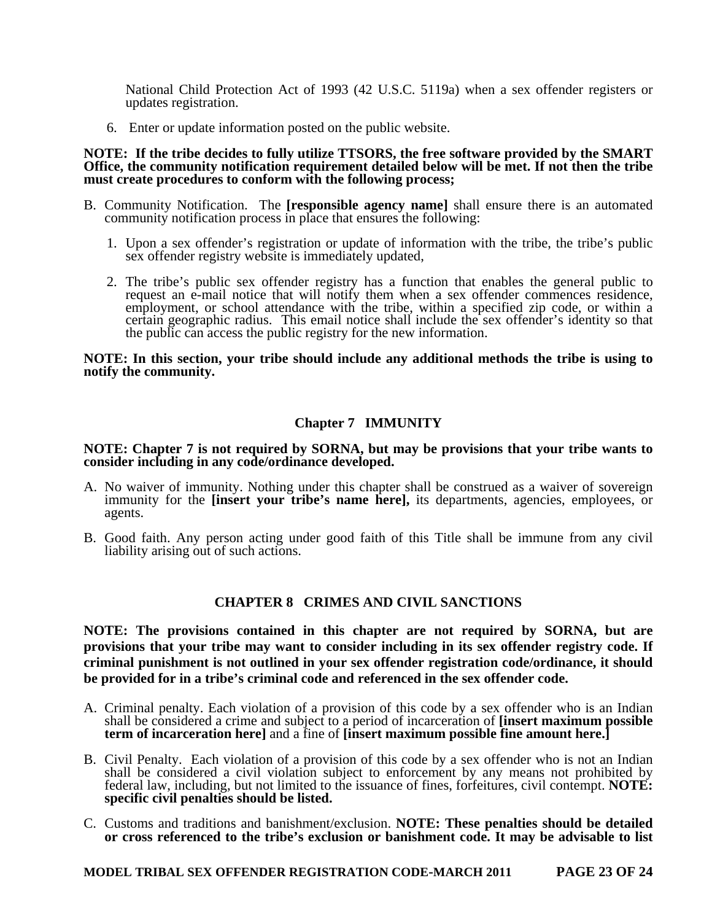National Child Protection Act of 1993 (42 U.S.C. 5119a) when a sex offender registers or updates registration.

6. Enter or update information posted on the public website.

**NOTE: If the tribe decides to fully utilize TTSORS, the free software provided by the SMART Office, the community notification requirement detailed below will be met. If not then the tribe must create procedures to conform with the following process;**

B. Community Notification. The **[responsible agency name]** shall ensure there is an automated community notification process in place that ensures the following:

   1. Upon a sex offender's registration or update of information with the tribe, the tribe's public sex offender registry website is immediately updated,

   2. The tribe's public sex offender registry has a function that enables the general public to request an e-mail notice that will notify them when a sex offender commences residence, employment, or school attendance with the tribe, within a specified zip code, or within a certain geographic radius. This email notice shall include the sex offender's identity so that the public can access the public registry for the new information.

**NOTE: In this section, your tribe should include any additional methods the tribe is using to notify the community.**

## Chapter 7 IMMUNITY

**NOTE: Chapter 7 is not required by SORNA, but may be provisions that your tribe wants to consider including in any code/ordinance developed.**

A. No waiver of immunity. Nothing under this chapter shall be construed as a waiver of sovereign immunity for the **[insert your tribe's name here],** its departments, agencies, employees, or agents.

B. Good faith. Any person acting under good faith of this Title shall be immune from any civil liability arising out of such actions.

## CHAPTER 8 CRIMES AND CIVIL SANCTIONS

**NOTE: The provisions contained in this chapter are not required by SORNA, but are provisions that your tribe may want to consider including in its sex offender registry code. If criminal punishment is not outlined in your sex offender registration code/ordinance, it should be provided for in a tribe's criminal code and referenced in the sex offender code.**

A. Criminal penalty. Each violation of a provision of this code by a sex offender who is an Indian shall be considered a crime and subject to a period of incarceration of **[insert maximum possible term of incarceration here]** and a fine of **[insert maximum possible fine amount here.]**

B. Civil Penalty. Each violation of a provision of this code by a sex offender who is not an Indian shall be considered a civil violation subject to enforcement by any means not prohibited by federal law, including, but not limited to the issuance of fines, forfeitures, civil contempt. **NOTE: specific civil penalties should be listed.**

C. Customs and traditions and banishment/exclusion. **NOTE: These penalties should be detailed or cross referenced to the tribe's exclusion or banishment code. It may be advisable to list**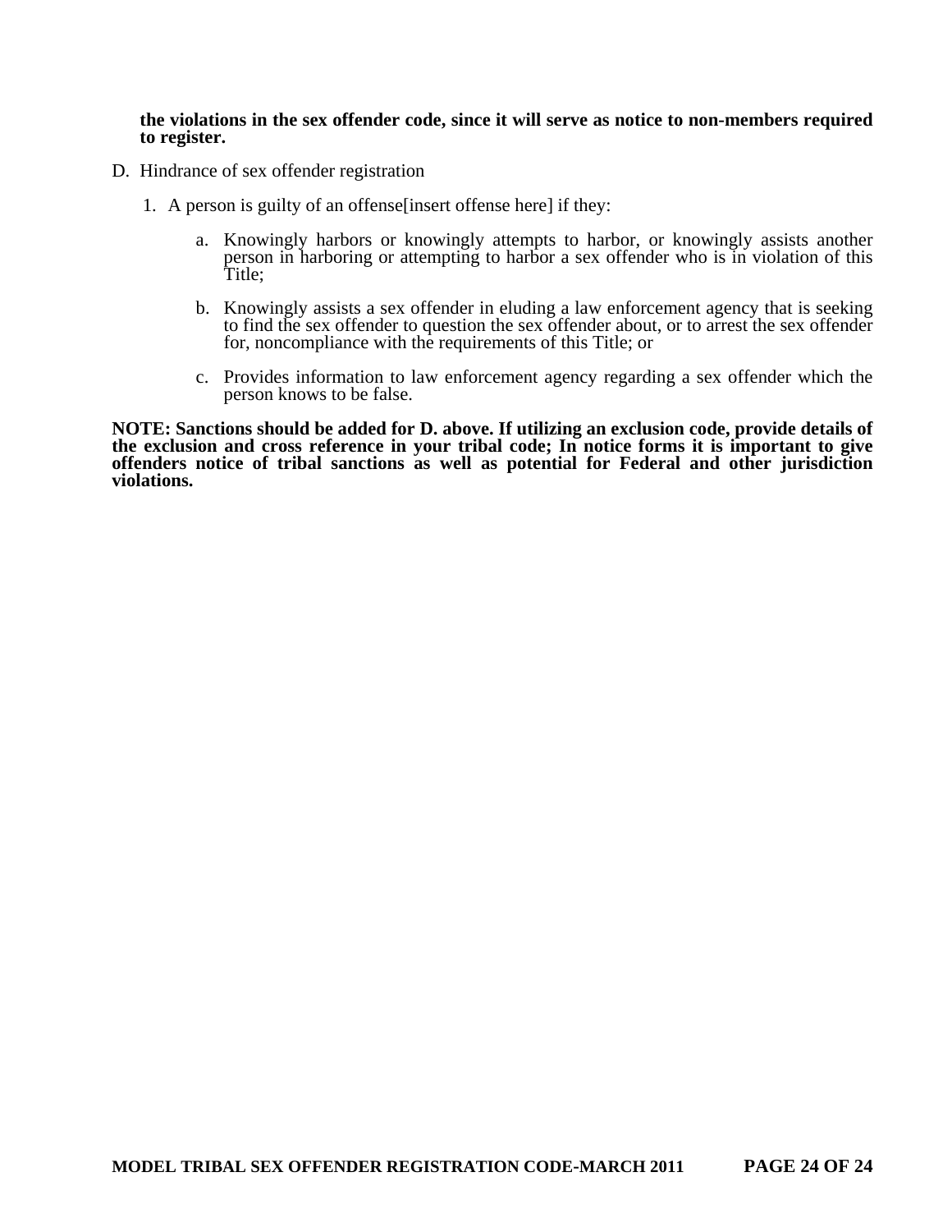**the violations in the sex offender code, since it will serve as notice to non-members required to register.**

D. Hindrance of sex offender registration

   1. A person is guilty of an offense[insert offense here] if they:

      a. Knowingly harbors or knowingly attempts to harbor, or knowingly assists another person in harboring or attempting to harbor a sex offender who is in violation of this Title;

      b. Knowingly assists a sex offender in eluding a law enforcement agency that is seeking to find the sex offender to question the sex offender about, or to arrest the sex offender for, noncompliance with the requirements of this Title; or

      c. Provides information to law enforcement agency regarding a sex offender which the person knows to be false.

**NOTE: Sanctions should be added for D. above. If utilizing an exclusion code, provide details of the exclusion and cross reference in your tribal code; In notice forms it is important to give offenders notice of tribal sanctions as well as potential for Federal and other jurisdiction violations.**